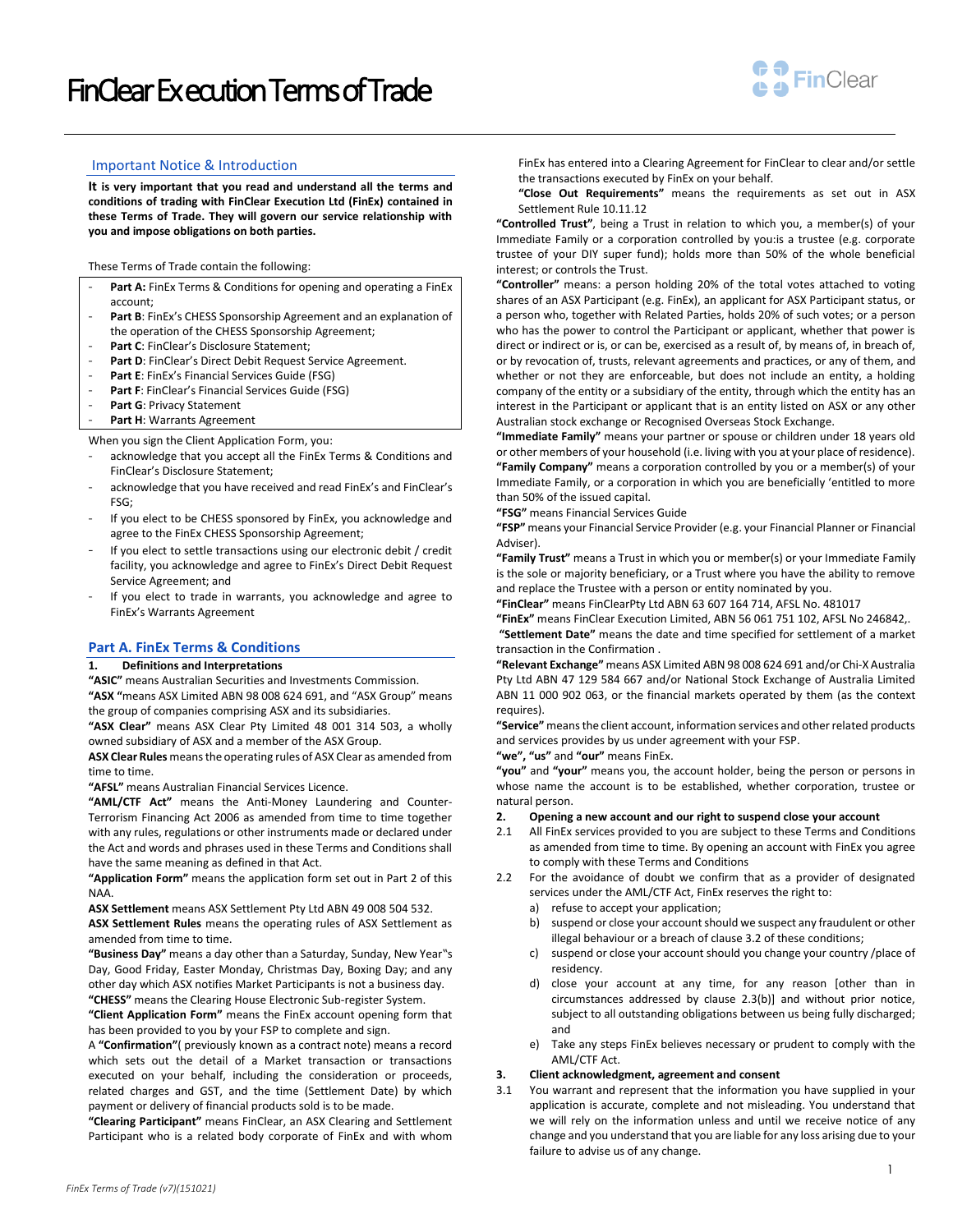# FinClear Execution Terms of Trade

## Important Notice & Introduction

**It is very important that you read and understand all the terms and conditions of trading with FinClear Execution Ltd (FinEx) contained in these Terms of Trade. They will govern our service relationship with you and impose obligations on both parties.**

These Terms of Trade contain the following:

- **Part A:** FinEx Terms & Conditions for opening and operating a FinEx account;
- **Part B**: FinEx's CHESS Sponsorship Agreement and an explanation of the operation of the CHESS Sponsorship Agreement;
- **Part C**: FinClear's Disclosure Statement;
- **Part D**: FinClear's Direct Debit Request Service Agreement.
- **Part E**: FinEx's Financial Services Guide (FSG)
- **Part F**: FinClear's Financial Services Guide (FSG)
- **Part G**: Privacy Statement
- **Part H**: Warrants Agreement

When you sign the Client Application Form, you:

- acknowledge that you accept all the FinEx Terms & Conditions and FinClear's Disclosure Statement;
- acknowledge that you have received and read FinEx's and FinClear's FSG;
- If you elect to be CHESS sponsored by FinEx, you acknowledge and agree to the FinEx CHESS Sponsorship Agreement;
- If you elect to settle transactions using our electronic debit / credit facility, you acknowledge and agree to FinEx's Direct Debit Request Service Agreement; and
- If you elect to trade in warrants, you acknowledge and agree to FinEx's Warrants Agreement

## Part A. FinEx Terms & Conditions

### 1. Definitions and Interpretations

**"ASIC"** means Australian Securities and Investments Commission.

**"ASX "**means ASX Limited ABN 98 008 624 691, and "ASX Group" means the group of companies comprising ASX and its subsidiaries.

**"ASX Clear"** means ASX Clear Pty Limited 48 001 314 503, a wholly owned subsidiary of ASX and a member of the ASX Group.

**ASX Clear Rules** means the operating rules of ASX Clear as amended from time to time.

**"AFSL"** means Australian Financial Services Licence.

**"AML/CTF Act"** means the Anti-Money Laundering and Counter-Terrorism Financing Act 2006 as amended from time to time together with any rules, regulations or other instruments made or declared under the Act and words and phrases used in these Terms and Conditions shall have the same meaning as defined in that Act.

**"Application Form"** means the application form set out in Part 2 of this NAA.

**ASX Settlement** means ASX Settlement Pty Ltd ABN 49 008 504 532.

**ASX Settlement Rules** means the operating rules of ASX Settlement as amended from time to time.

**"Business Day"** means a day other than a Saturday, Sunday, New Year"s Day, Good Friday, Easter Monday, Christmas Day, Boxing Day; and any other day which ASX notifies Market Participants is not a business day.

**"CHESS"** means the Clearing House Electronic Sub-register System.

**"Client Application Form"** means the FinEx account opening form that has been provided to you by your FSP to complete and sign.

A **"Confirmation"**( previously known as a contract note) means a record which sets out the detail of a Market transaction or transactions executed on your behalf, including the consideration or proceeds, related charges and GST, and the time (Settlement Date) by which payment or delivery of financial products sold is to be made.

**"Clearing Participant"** means FinClear, an ASX Clearing and Settlement Participant who is a related body corporate of FinEx and with whom FinEx has entered into a Clearing Agreement for FinClear to clear and/or settle the transactions executed by FinEx on your behalf.

**"Close Out Requirements"** means the requirements as set out in ASX Settlement Rule 10.11.12

**"Controlled Trust"**, being a Trust in relation to which you, a member(s) of your Immediate Family or a corporation controlled by you:is a trustee (e.g. corporate trustee of your DIY super fund); holds more than 50% of the whole beneficial interest; or controls the Trust.

**"Controller"** means: a person holding 20% of the total votes attached to voting shares of an ASX Participant (e.g. FinEx), an applicant for ASX Participant status, or a person who, together with Related Parties, holds 20% of such votes; or a person who has the power to control the Participant or applicant, whether that power is direct or indirect or is, or can be, exercised as a result of, by means of, in breach of, or by revocation of, trusts, relevant agreements and practices, or any of them, and whether or not they are enforceable, but does not include an entity, a holding company of the entity or a subsidiary of the entity, through which the entity has an interest in the Participant or applicant that is an entity listed on ASX or any other Australian stock exchange or Recognised Overseas Stock Exchange.

**"Immediate Family"** means your partner or spouse or children under 18 years old or other members of your household (i.e. living with you at your place of residence).

**"Family Company"** means a corporation controlled by you or a member(s) of your Immediate Family, or a corporation in which you are beneficially 'entitled to more than 50% of the issued capital.

**"FSG"** means Financial Services Guide

**"FSP"** means your Financial Service Provider (e.g. your Financial Planner or Financial Adviser).

**"Family Trust"** means a Trust in which you or member(s) or your Immediate Family is the sole or majority beneficiary, or a Trust where you have the ability to remove and replace the Trustee with a person or entity nominated by you.

**"FinClear"** means FinClearPty Ltd ABN 63 607 164 714, AFSL No. 481017

**"FinEx"** means FinClear Execution Limited, ABN 56 061 751 102, AFSL No 246842,.

**"Settlement Date"** means the date and time specified for settlement of a market transaction in the Confirmation .

**"Relevant Exchange"** means ASX Limited ABN 98 008 624 691 and/or Chi-X Australia Pty Ltd ABN 47 129 584 667 and/or National Stock Exchange of Australia Limited ABN 11 000 902 063, or the financial markets operated by them (as the context requires).

**"Service"** means the client account, information services and other related products and services provides by us under agreement with your FSP.

**"we"**, **"us"** and **"our"** means FinEx.

**"you"** and **"your"** means you, the account holder, being the person or persons in whose name the account is to be established, whether corporation, trustee or natural person.

### 2. Opening a new account and our right to suspend close your account

2.1 All FinEx services provided to you are subject to these Terms and Conditions as amended from time to time. By opening an account with FinEx you agree to comply with these Terms and Conditions

2.2 For the avoidance of doubt we confirm that as a provider of designated services under the AML/CTF Act, FinEx reserves the right to:

a) refuse to accept your application;

b) suspend or close your account should we suspect any fraudulent or other illegal behaviour or a breach of clause 3.2 of these conditions;

c) suspend or close your account should you change your country /place of residency.

d) close your account at any time, for any reason [other than in circumstances addressed by clause 2.3(b)] and without prior notice, subject to all outstanding obligations between us being fully discharged; and

e) Take any steps FinEx believes necessary or prudent to comply with the AML/CTF Act.

### 3. Client acknowledgment, agreement and consent

3.1 You warrant and represent that the information you have supplied in your application is accurate, complete and not misleading. You understand that we will rely on the information unless and until we receive notice of any change and you understand that you are liable for any loss arising due to your failure to advise us of any change.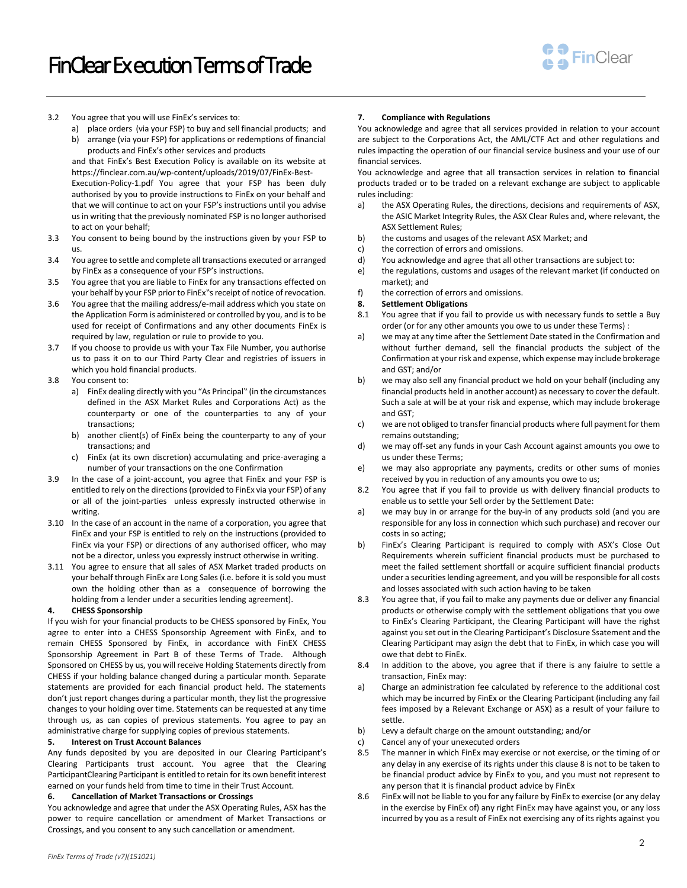3.2 You agree that you will use FinEx's services to:

a) place orders (via your FSP) to buy and sell financial products; and
b) arrange (via your FSP) for applications or redemptions of financial products and FinEx's other services and products

and that FinEx's Best Execution Policy is available on its website at https://finclear.com.au/wp-content/uploads/2019/07/FinEx-Best-Execution-Policy-1.pdf You agree that your FSP has been duly authorised by you to provide instructions to FinEx on your behalf and that we will continue to act on your FSP's instructions until you advise us in writing that the previously nominated FSP is no longer authorised to act on your behalf;

3.3 You consent to being bound by the instructions given by your FSP to us.

3.4 You agree to settle and complete all transactions executed or arranged by FinEx as a consequence of your FSP's instructions.

3.5 You agree that you are liable to FinEx for any transactions effected on your behalf by your FSP prior to FinEx‟s receipt of notice of revocation.

3.6 You agree that the mailing address/e-mail address which you state on the Application Form is administered or controlled by you, and is to be used for receipt of Confirmations and any other documents FinEx is required by law, regulation or rule to provide to you.

3.7 If you choose to provide us with your Tax File Number, you authorise us to pass it on to our Third Party Clear and registries of issuers in which you hold financial products.

3.8 You consent to:

a) FinEx dealing directly with you "As Principal‟ (in the circumstances defined in the ASX Market Rules and Corporations Act) as the counterparty or one of the counterparties to any of your transactions;
b) another client(s) of FinEx being the counterparty to any of your transactions; and
c) FinEx (at its own discretion) accumulating and price-averaging a number of your transactions on the one Confirmation

3.9 In the case of a joint-account, you agree that FinEx and your FSP is entitled to rely on the directions (provided to FinEx via your FSP) of any or all of the joint-parties unless expressly instructed otherwise in writing.

3.10 In the case of an account in the name of a corporation, you agree that FinEx and your FSP is entitled to rely on the instructions (provided to FinEx via your FSP) or directions of any authorised officer, who may not be a director, unless you expressly instruct otherwise in writing.

3.11 You agree to ensure that all sales of ASX Market traded products on your behalf through FinEx are Long Sales (i.e. before it is sold you must own the holding other than as a consequence of borrowing the holding from a lender under a securities lending agreement).

**4. CHESS Sponsorship**

If you wish for your financial products to be CHESS sponsored by FinEx, You agree to enter into a CHESS Sponsorship Agreement with FinEx, and to remain CHESS Sponsored by FinEx, in accordance with FinEX CHESS Sponsorship Agreement in Part B of these Terms of Trade. Although Sponsored on CHESS by us, you will receive Holding Statements directly from CHESS if your holding balance changed during a particular month. Separate statements are provided for each financial product held. The statements don't just report changes during a particular month, they list the progressive changes to your holding over time. Statements can be requested at any time through us, as can copies of previous statements. You agree to pay an administrative charge for supplying copies of previous statements.

**5. Interest on Trust Account Balances**

Any funds deposited by you are deposited in our Clearing Participant's Clearing Participants trust account. You agree that the Clearing ParticipantClearing Participant is entitled to retain for its own benefit interest earned on your funds held from time to time in their Trust Account.

**6. Cancellation of Market Transactions or Crossings**

You acknowledge and agree that under the ASX Operating Rules, ASX has the power to require cancellation or amendment of Market Transactions or Crossings, and you consent to any such cancellation or amendment.

**7. Compliance with Regulations**

You acknowledge and agree that all services provided in relation to your account are subject to the Corporations Act, the AML/CTF Act and other regulations and rules impacting the operation of our financial service business and your use of our financial services.

You acknowledge and agree that all transaction services in relation to financial products traded or to be traded on a relevant exchange are subject to applicable rules including:

a) the ASX Operating Rules, the directions, decisions and requirements of ASX, the ASIC Market Integrity Rules, the ASX Clear Rules and, where relevant, the ASX Settlement Rules;
b) the customs and usages of the relevant ASX Market; and
c) the correction of errors and omissions.
d) You acknowledge and agree that all other transactions are subject to:
e) the regulations, customs and usages of the relevant market (if conducted on market); and
f) the correction of errors and omissions.

**8. Settlement Obligations**

8.1 You agree that if you fail to provide us with necessary funds to settle a Buy order (or for any other amounts you owe to us under these Terms) :

a) we may at any time after the Settlement Date stated in the Confirmation and without further demand, sell the financial products the subject of the Confirmation at your risk and expense, which expense may include brokerage and GST; and/or
b) we may also sell any financial product we hold on your behalf (including any financial products held in another account) as necessary to cover the default. Such a sale at will be at your risk and expense, which may include brokerage and GST;
c) we are not obliged to transfer financial products where full payment for them remains outstanding;
d) we may off-set any funds in your Cash Account against amounts you owe to us under these Terms;
e) we may also appropriate any payments, credits or other sums of monies received by you in reduction of any amounts you owe to us;

8.2 You agree that if you fail to provide us with delivery financial products to enable us to settle your Sell order by the Settlement Date:

a) we may buy in or arrange for the buy-in of any products sold (and you are responsible for any loss in connection which such purchase) and recover our costs in so acting;
b) FinEx's Clearing Participant is required to comply with ASX's Close Out Requirements wherein sufficient financial products must be purchased to meet the failed settlement shortfall or acquire sufficient financial products under a securities lending agreement, and you will be responsible for all costs and losses associated with such action having to be taken

8.3 You agree that, if you fail to make any payments due or deliver any financial products or otherwise comply with the settlement obligations that you owe to FinEx's Clearing Participant, the Clearing Participant will have the righst against you set out in the Clearing Participant's Disclosure Ssatement and the Clearing Participant may asign the debt that to FinEx, in which case you will owe that debt to FinEx.

8.4 In addition to the above, you agree that if there is any faiulre to settle a transaction, FinEx may:

a) Charge an administration fee calculated by reference to the additional cost which may be incurred by FinEx or the Clearing Participant (including any fail fees imposed by a Relevant Exchange or ASX) as a result of your failure to settle.
b) Levy a default charge on the amount outstanding; and/or
c) Cancel any of your unexecuted orders

8.5 The manner in which FinEx may exercise or not exercise, or the timing of or any delay in any exercise of its rights under this clause 8 is not to be taken to be financial product advice by FinEx to you, and you must not represent to any person that it is financial product advice by FinEx

8.6 FinEx will not be liable to you for any failure by FinEx to exercise (or any delay in the exercise by FinEx of) any right FinEx may have against you, or any loss incurred by you as a result of FinEx not exercising any of its rights against you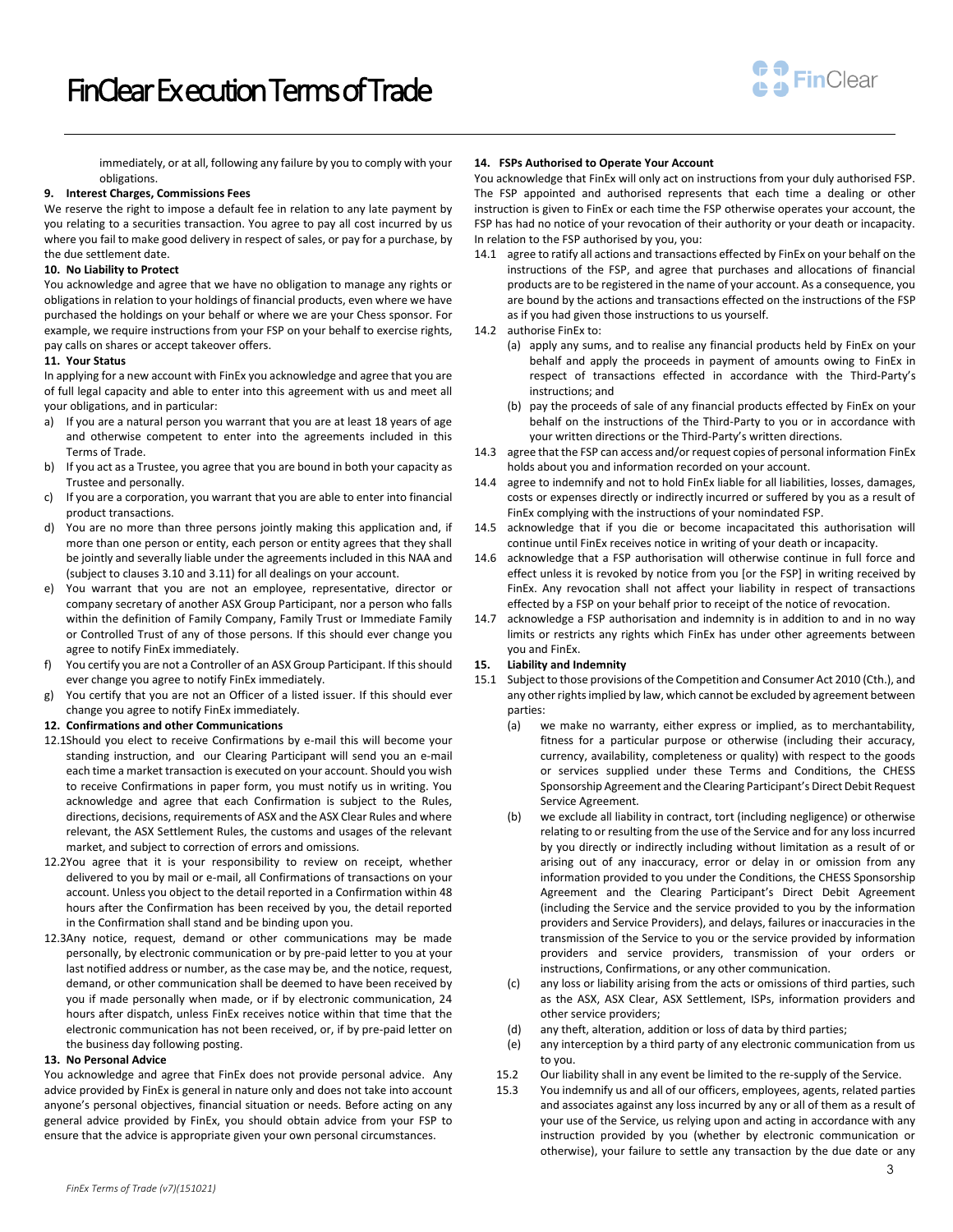immediately, or at all, following any failure by you to comply with your obligations.

**9. Interest Charges, Commissions Fees**

We reserve the right to impose a default fee in relation to any late payment by you relating to a securities transaction. You agree to pay all cost incurred by us where you fail to make good delivery in respect of sales, or pay for a purchase, by the due settlement date.

**10. No Liability to Protect**

You acknowledge and agree that we have no obligation to manage any rights or obligations in relation to your holdings of financial products, even where we have purchased the holdings on your behalf or where we are your Chess sponsor. For example, we require instructions from your FSP on your behalf to exercise rights, pay calls on shares or accept takeover offers.

**11. Your Status**

In applying for a new account with FinEx you acknowledge and agree that you are of full legal capacity and able to enter into this agreement with us and meet all your obligations, and in particular:

a) If you are a natural person you warrant that you are at least 18 years of age and otherwise competent to enter into the agreements included in this Terms of Trade.
b) If you act as a Trustee, you agree that you are bound in both your capacity as Trustee and personally.
c) If you are a corporation, you warrant that you are able to enter into financial product transactions.
d) You are no more than three persons jointly making this application and, if more than one person or entity, each person or entity agrees that they shall be jointly and severally liable under the agreements included in this NAA and (subject to clauses 3.10 and 3.11) for all dealings on your account.
e) You warrant that you are not an employee, representative, director or company secretary of another ASX Group Participant, nor a person who falls within the definition of Family Company, Family Trust or Immediate Family or Controlled Trust of any of those persons. If this should ever change you agree to notify FinEx immediately.
f) You certify you are not a Controller of an ASX Group Participant. If this should ever change you agree to notify FinEx immediately.
g) You certify that you are not an Officer of a listed issuer. If this should ever change you agree to notify FinEx immediately.

**12. Confirmations and other Communications**

12.1 Should you elect to receive Confirmations by e-mail this will become your standing instruction, and our Clearing Participant will send you an e-mail each time a market transaction is executed on your account. Should you wish to receive Confirmations in paper form, you must notify us in writing. You acknowledge and agree that each Confirmation is subject to the Rules, directions, decisions, requirements of ASX and the ASX Clear Rules and where relevant, the ASX Settlement Rules, the customs and usages of the relevant market, and subject to correction of errors and omissions.

12.2 You agree that it is your responsibility to review on receipt, whether delivered to you by mail or e-mail, all Confirmations of transactions on your account. Unless you object to the detail reported in a Confirmation within 48 hours after the Confirmation has been received by you, the detail reported in the Confirmation shall stand and be binding upon you.

12.3 Any notice, request, demand or other communications may be made personally, by electronic communication or by pre-paid letter to you at your last notified address or number, as the case may be, and the notice, request, demand, or other communication shall be deemed to have been received by you if made personally when made, or if by electronic communication, 24 hours after dispatch, unless FinEx receives notice within that time that the electronic communication has not been received, or, if by pre-paid letter on the business day following posting.

**13. No Personal Advice**

You acknowledge and agree that FinEx does not provide personal advice. Any advice provided by FinEx is general in nature only and does not take into account anyone's personal objectives, financial situation or needs. Before acting on any general advice provided by FinEx, you should obtain advice from your FSP to ensure that the advice is appropriate given your own personal circumstances.

**14. FSPs Authorised to Operate Your Account**

You acknowledge that FinEx will only act on instructions from your duly authorised FSP. The FSP appointed and authorised represents that each time a dealing or other instruction is given to FinEx or each time the FSP otherwise operates your account, the FSP has had no notice of your revocation of their authority or your death or incapacity. In relation to the FSP authorised by you, you:

14.1 agree to ratify all actions and transactions effected by FinEx on your behalf on the instructions of the FSP, and agree that purchases and allocations of financial products are to be registered in the name of your account. As a consequence, you are bound by the actions and transactions effected on the instructions of the FSP as if you had given those instructions to us yourself.

14.2 authorise FinEx to:
   (a) apply any sums, and to realise any financial products held by FinEx on your behalf and apply the proceeds in payment of amounts owing to FinEx in respect of transactions effected in accordance with the Third-Party's instructions; and
   (b) pay the proceeds of sale of any financial products effected by FinEx on your behalf on the instructions of the Third-Party to you or in accordance with your written directions or the Third-Party's written directions.

14.3 agree that the FSP can access and/or request copies of personal information FinEx holds about you and information recorded on your account.

14.4 agree to indemnify and not to hold FinEx liable for all liabilities, losses, damages, costs or expenses directly or indirectly incurred or suffered by you as a result of FinEx complying with the instructions of your nomindated FSP.

14.5 acknowledge that if you die or become incapacitated this authorisation will continue until FinEx receives notice in writing of your death or incapacity.

14.6 acknowledge that a FSP authorisation will otherwise continue in full force and effect unless it is revoked by notice from you [or the FSP] in writing received by FinEx. Any revocation shall not affect your liability in respect of transactions effected by a FSP on your behalf prior to receipt of the notice of revocation.

14.7 acknowledge a FSP authorisation and indemnity is in addition to and in no way limits or restricts any rights which FinEx has under other agreements between you and FinEx.

**15. Liability and Indemnity**

15.1 Subject to those provisions of the Competition and Consumer Act 2010 (Cth.), and any other rights implied by law, which cannot be excluded by agreement between parties:
   (a) we make no warranty, either express or implied, as to merchantability, fitness for a particular purpose or otherwise (including their accuracy, currency, availability, completeness or quality) with respect to the goods or services supplied under these Terms and Conditions, the CHESS Sponsorship Agreement and the Clearing Participant's Direct Debit Request Service Agreement.
   (b) we exclude all liability in contract, tort (including negligence) or otherwise relating to or resulting from the use of the Service and for any loss incurred by you directly or indirectly including without limitation as a result of or arising out of any inaccuracy, error or delay in or omission from any information provided to you under the Conditions, the CHESS Sponsorship Agreement and the Clearing Participant's Direct Debit Agreement (including the Service and the service provided to you by the information providers and Service Providers), and delays, failures or inaccuracies in the transmission of the Service to you or the service provided by information providers and service providers, transmission of your orders or instructions, Confirmations, or any other communication.
   (c) any loss or liability arising from the acts or omissions of third parties, such as the ASX, ASX Clear, ASX Settlement, ISPs, information providers and other service providers;
   (d) any theft, alteration, addition or loss of data by third parties;
   (e) any interception by a third party of any electronic communication from us to you.

15.2 Our liability shall in any event be limited to the re-supply of the Service.

15.3 You indemnify us and all of our officers, employees, agents, related parties and associates against any loss incurred by any or all of them as a result of your use of the Service, us relying upon and acting in accordance with any instruction provided by you (whether by electronic communication or otherwise), your failure to settle any transaction by the due date or any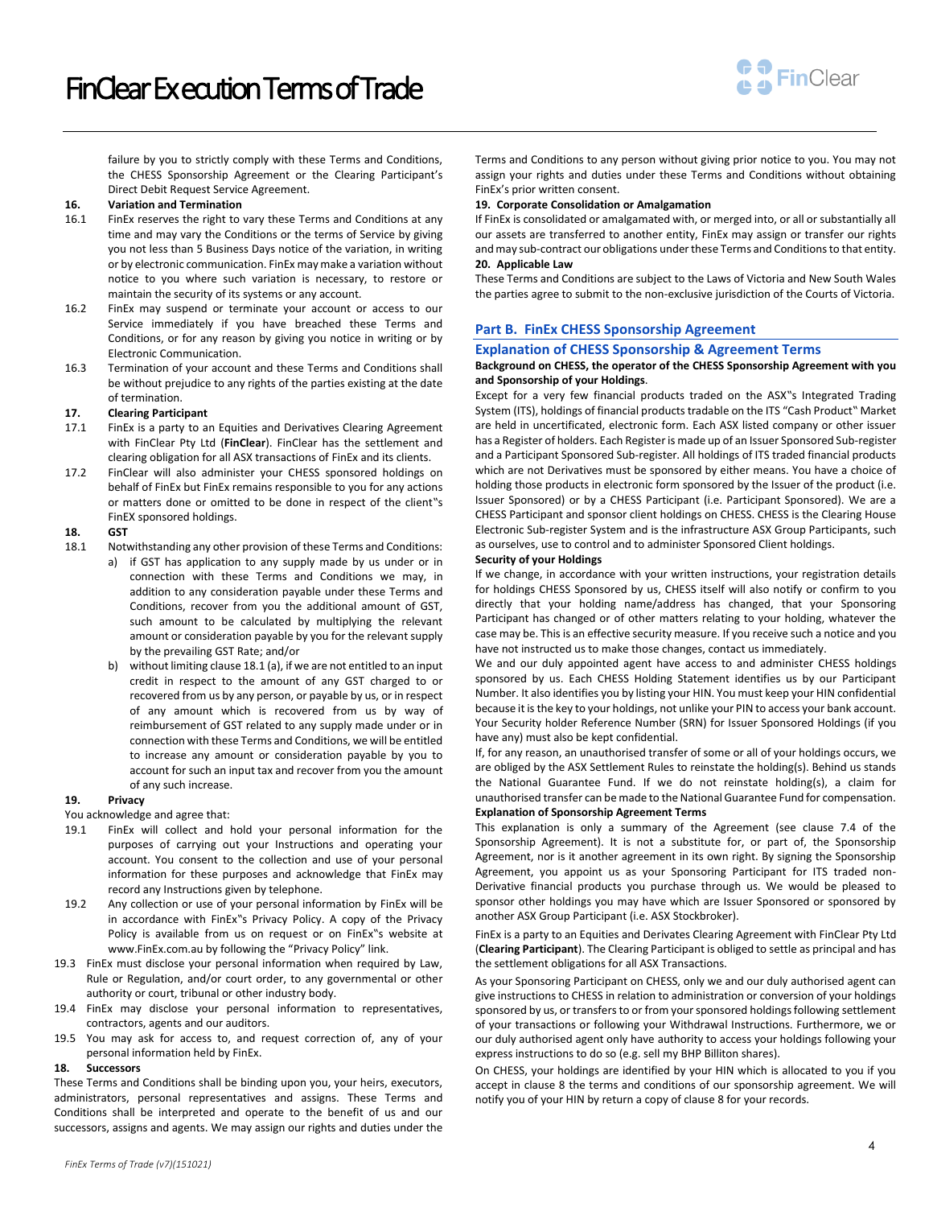failure by you to strictly comply with these Terms and Conditions, the CHESS Sponsorship Agreement or the Clearing Participant's Direct Debit Request Service Agreement.

**16. Variation and Termination**

16.1 FinEx reserves the right to vary these Terms and Conditions at any time and may vary the Conditions or the terms of Service by giving you not less than 5 Business Days notice of the variation, in writing or by electronic communication. FinEx may make a variation without notice to you where such variation is necessary, to restore or maintain the security of its systems or any account.

16.2 FinEx may suspend or terminate your account or access to our Service immediately if you have breached these Terms and Conditions, or for any reason by giving you notice in writing or by Electronic Communication.

16.3 Termination of your account and these Terms and Conditions shall be without prejudice to any rights of the parties existing at the date of termination.

**17. Clearing Participant**

17.1 FinEx is a party to an Equities and Derivatives Clearing Agreement with FinClear Pty Ltd (**FinClear**). FinClear has the settlement and clearing obligation for all ASX transactions of FinEx and its clients.

17.2 FinClear will also administer your CHESS sponsored holdings on behalf of FinEx but FinEx remains responsible to you for any actions or matters done or omitted to be done in respect of the client‟s FinEx sponsored holdings.

**18. GST**

18.1 Notwithstanding any other provision of these Terms and Conditions:

a) if GST has application to any supply made by us under or in connection with these Terms and Conditions we may, in addition to any consideration payable under these Terms and Conditions, recover from you the additional amount of GST, such amount to be calculated by multiplying the relevant amount or consideration payable by you for the relevant supply by the prevailing GST Rate; and/or

b) without limiting clause 18.1 (a), if we are not entitled to an input credit in respect to the amount of any GST charged to or recovered from us by any person, or payable by us, or in respect of any amount which is recovered from us by way of reimbursement of GST related to any supply made under or in connection with these Terms and Conditions, we will be entitled to increase any amount or consideration payable by you to account for such an input tax and recover from you the amount of any such increase.

**19. Privacy**

You acknowledge and agree that:

19.1 FinEx will collect and hold your personal information for the purposes of carrying out your Instructions and operating your account. You consent to the collection and use of your personal information for these purposes and acknowledge that FinEx may record any Instructions given by telephone.

19.2 Any collection or use of your personal information by FinEx will be in accordance with FinEx‟s Privacy Policy. A copy of the Privacy Policy is available from us on request or on FinEx‟s website at www.FinEx.com.au by following the "Privacy Policy" link.

19.3 FinEx must disclose your personal information when required by Law, Rule or Regulation, and/or court order, to any governmental or other authority or court, tribunal or other industry body.

19.4 FinEx may disclose your personal information to representatives, contractors, agents and our auditors.

19.5 You may ask for access to, and request correction of, any of your personal information held by FinEx.

**18. Successors**

These Terms and Conditions shall be binding upon you, your heirs, executors, administrators, personal representatives and assigns. These Terms and Conditions shall be interpreted and operate to the benefit of us and our successors, assigns and agents. We may assign our rights and duties under the Terms and Conditions to any person without giving prior notice to you. You may not assign your rights and duties under these Terms and Conditions without obtaining FinEx's prior written consent.

**19. Corporate Consolidation or Amalgamation**

If FinEx is consolidated or amalgamated with, or merged into, or all or substantially all our assets are transferred to another entity, FinEx may assign or transfer our rights and may sub-contract our obligations under these Terms and Conditions to that entity.

**20. Applicable Law**

These Terms and Conditions are subject to the Laws of Victoria and New South Wales the parties agree to submit to the non-exclusive jurisdiction of the Courts of Victoria.

## Part B. FinEx CHESS Sponsorship Agreement

### Explanation of CHESS Sponsorship & Agreement Terms

**Background on CHESS, the operator of the CHESS Sponsorship Agreement with you and Sponsorship of your Holdings**.

Except for a very few financial products traded on the ASX‟s Integrated Trading System (ITS), holdings of financial products tradable on the ITS "Cash Product‟ Market are held in uncertificated, electronic form. Each ASX listed company or other issuer has a Register of holders. Each Register is made up of an Issuer Sponsored Sub-register and a Participant Sponsored Sub-register. All holdings of ITS traded financial products which are not Derivatives must be sponsored by either means. You have a choice of holding those products in electronic form sponsored by the Issuer of the product (i.e. Issuer Sponsored) or by a CHESS Participant (i.e. Participant Sponsored). We are a CHESS Participant and sponsor client holdings on CHESS. CHESS is the Clearing House Electronic Sub-register System and is the infrastructure ASX Group Participants, such as ourselves, use to control and to administer Sponsored Client holdings.

**Security of your Holdings**

If we change, in accordance with your written instructions, your registration details for holdings CHESS Sponsored by us, CHESS itself will also notify or confirm to you directly that your holding name/address has changed, that your Sponsoring Participant has changed or of other matters relating to your holding, whatever the case may be. This is an effective security measure. If you receive such a notice and you have not instructed us to make those changes, contact us immediately.

We and our duly appointed agent have access to and administer CHESS holdings sponsored by us. Each CHESS Holding Statement identifies us by our Participant Number. It also identifies you by listing your HIN. You must keep your HIN confidential because it is the key to your holdings, not unlike your PIN to access your bank account. Your Security holder Reference Number (SRN) for Issuer Sponsored Holdings (if you have any) must also be kept confidential.

If, for any reason, an unauthorised transfer of some or all of your holdings occurs, we are obliged by the ASX Settlement Rules to reinstate the holding(s). Behind us stands the National Guarantee Fund. If we do not reinstate holding(s), a claim for unauthorised transfer can be made to the National Guarantee Fund for compensation.

**Explanation of Sponsorship Agreement Terms**

This explanation is only a summary of the Agreement (see clause 7.4 of the Sponsorship Agreement). It is not a substitute for, or part of, the Sponsorship Agreement, nor is it another agreement in its own right. By signing the Sponsorship Agreement, you appoint us as your Sponsoring Participant for ITS traded non-Derivative financial products you purchase through us. We would be pleased to sponsor other holdings you may have which are Issuer Sponsored or sponsored by another ASX Group Participant (i.e. ASX Stockbroker).

FinEx is a party to an Equities and Derivates Clearing Agreement with FinClear Pty Ltd (**Clearing Participant**). The Clearing Participant is obliged to settle as principal and has the settlement obligations for all ASX Transactions.

As your Sponsoring Participant on CHESS, only we and our duly authorised agent can give instructions to CHESS in relation to administration or conversion of your holdings sponsored by us, or transfers to or from your sponsored holdings following settlement of your transactions or following your Withdrawal Instructions. Furthermore, we or our duly authorised agent only have authority to access your holdings following your express instructions to do so (e.g. sell my BHP Billiton shares).

On CHESS, your holdings are identified by your HIN which is allocated to you if you accept in clause 8 the terms and conditions of our sponsorship agreement. We will notify you of your HIN by return a copy of clause 8 for your records.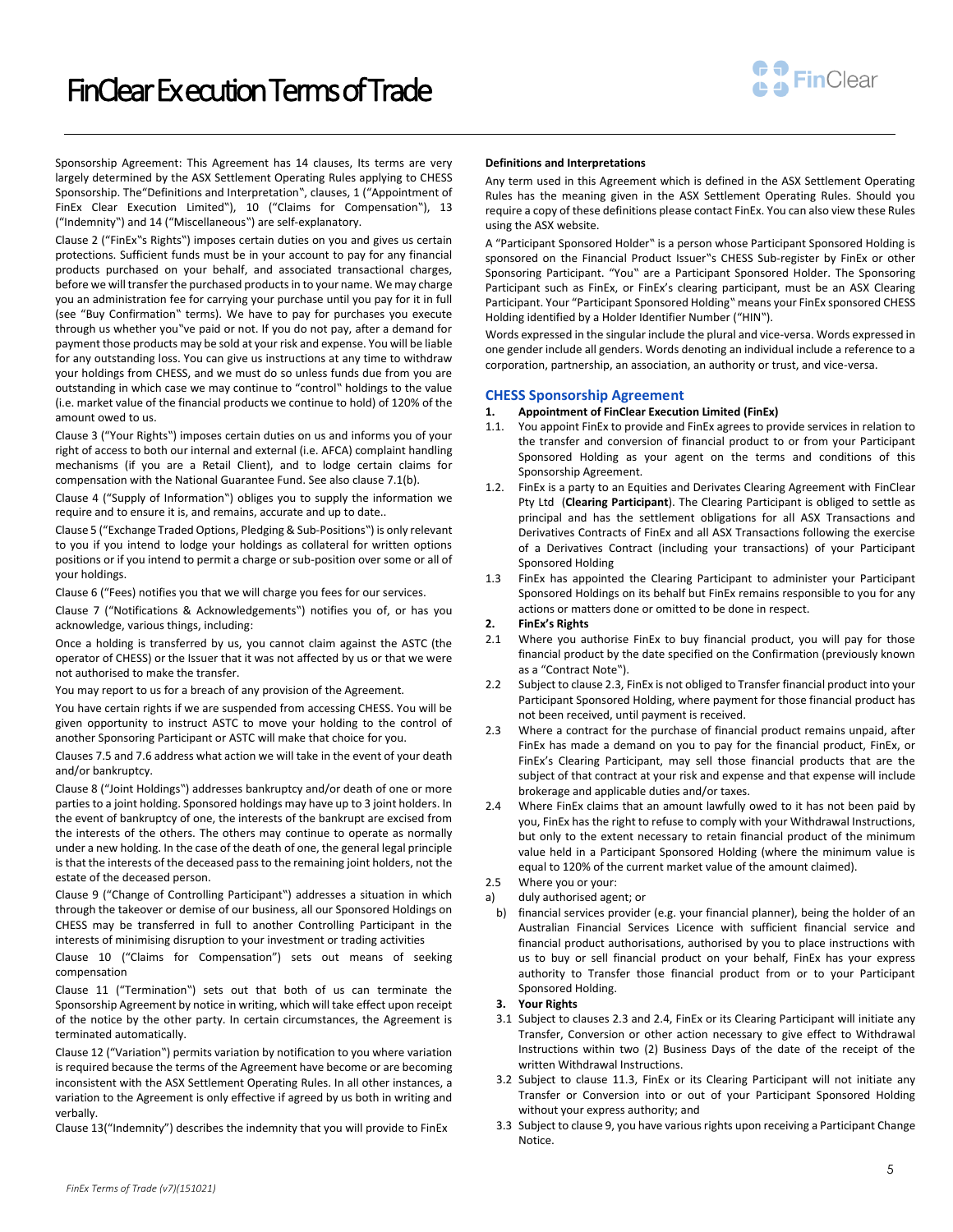Sponsorship Agreement: This Agreement has 14 clauses, Its terms are very largely determined by the ASX Settlement Operating Rules applying to CHESS Sponsorship. The"Definitions and Interpretation", clauses, 1 ("Appointment of FinEx Clear Execution Limited"), 10 ("Claims for Compensation"), 13 ("Indemnity") and 14 ("Miscellaneous") are self-explanatory.

Clause 2 ("FinEx"s Rights") imposes certain duties on you and gives us certain protections. Sufficient funds must be in your account to pay for any financial products purchased on your behalf, and associated transactional charges, before we will transfer the purchased products in to your name. We may charge you an administration fee for carrying your purchase until you pay for it in full (see "Buy Confirmation" terms). We have to pay for purchases you execute through us whether you"ve paid or not. If you do not pay, after a demand for payment those products may be sold at your risk and expense. You will be liable for any outstanding loss. You can give us instructions at any time to withdraw your holdings from CHESS, and we must do so unless funds due from you are outstanding in which case we may continue to "control" holdings to the value (i.e. market value of the financial products we continue to hold) of 120% of the amount owed to us.

Clause 3 ("Your Rights") imposes certain duties on us and informs you of your right of access to both our internal and external (i.e. AFCA) complaint handling mechanisms (if you are a Retail Client), and to lodge certain claims for compensation with the National Guarantee Fund. See also clause 7.1(b).

Clause 4 ("Supply of Information") obliges you to supply the information we require and to ensure it is, and remains, accurate and up to date..

Clause 5 ("Exchange Traded Options, Pledging & Sub-Positions") is only relevant to you if you intend to lodge your holdings as collateral for written options positions or if you intend to permit a charge or sub-position over some or all of your holdings.

Clause 6 ("Fees) notifies you that we will charge you fees for our services.

Clause 7 ("Notifications & Acknowledgements") notifies you of, or has you acknowledge, various things, including:

Once a holding is transferred by us, you cannot claim against the ASTC (the operator of CHESS) or the Issuer that it was not affected by us or that we were not authorised to make the transfer.

You may report to us for a breach of any provision of the Agreement.

You have certain rights if we are suspended from accessing CHESS. You will be given opportunity to instruct ASTC to move your holding to the control of another Sponsoring Participant or ASTC will make that choice for you.

Clauses 7.5 and 7.6 address what action we will take in the event of your death and/or bankruptcy.

Clause 8 ("Joint Holdings") addresses bankruptcy and/or death of one or more parties to a joint holding. Sponsored holdings may have up to 3 joint holders. In the event of bankruptcy of one, the interests of the bankrupt are excised from the interests of the others. The others may continue to operate as normally under a new holding. In the case of the death of one, the general legal principle is that the interests of the deceased pass to the remaining joint holders, not the estate of the deceased person.

Clause 9 ("Change of Controlling Participant") addresses a situation in which through the takeover or demise of our business, all our Sponsored Holdings on CHESS may be transferred in full to another Controlling Participant in the interests of minimising disruption to your investment or trading activities

Clause 10 ("Claims for Compensation") sets out means of seeking compensation

Clause 11 ("Termination") sets out that both of us can terminate the Sponsorship Agreement by notice in writing, which will take effect upon receipt of the notice by the other party. In certain circumstances, the Agreement is terminated automatically.

Clause 12 ("Variation") permits variation by notification to you where variation is required because the terms of the Agreement have become or are becoming inconsistent with the ASX Settlement Operating Rules. In all other instances, a variation to the Agreement is only effective if agreed by us both in writing and verbally.

Clause 13("Indemnity") describes the indemnity that you will provide to FinEx

**Definitions and Interpretations**

Any term used in this Agreement which is defined in the ASX Settlement Operating Rules has the meaning given in the ASX Settlement Operating Rules. Should you require a copy of these definitions please contact FinEx. You can also view these Rules using the ASX website.

A "Participant Sponsored Holder" is a person whose Participant Sponsored Holding is sponsored on the Financial Product Issuer"s CHESS Sub-register by FinEx or other Sponsoring Participant. "You" are a Participant Sponsored Holder. The Sponsoring Participant such as FinEx, or FinEx's clearing participant, must be an ASX Clearing Participant. Your "Participant Sponsored Holding" means your FinEx sponsored CHESS Holding identified by a Holder Identifier Number ("HIN").

Words expressed in the singular include the plural and vice-versa. Words expressed in one gender include all genders. Words denoting an individual include a reference to a corporation, partnership, an association, an authority or trust, and vice-versa.

## CHESS Sponsorship Agreement

**1. Appointment of FinClear Execution Limited (FinEx)**

1.1. You appoint FinEx to provide and FinEx agrees to provide services in relation to the transfer and conversion of financial product to or from your Participant Sponsored Holding as your agent on the terms and conditions of this Sponsorship Agreement.

1.2. FinEx is a party to an Equities and Derivates Clearing Agreement with FinClear Pty Ltd (**Clearing Participant**). The Clearing Participant is obliged to settle as principal and has the settlement obligations for all ASX Transactions and Derivatives Contracts of FinEx and all ASX Transactions following the exercise of a Derivatives Contract (including your transactions) of your Participant Sponsored Holding

1.3 FinEx has appointed the Clearing Participant to administer your Participant Sponsored Holdings on its behalf but FinEx remains responsible to you for any actions or matters done or omitted to be done in respect.

**2. FinEx's Rights**

2.1 Where you authorise FinEx to buy financial product, you will pay for those financial product by the date specified on the Confirmation (previously known as a "Contract Note").

2.2 Subject to clause 2.3, FinEx is not obliged to Transfer financial product into your Participant Sponsored Holding, where payment for those financial product has not been received, until payment is received.

2.3 Where a contract for the purchase of financial product remains unpaid, after FinEx has made a demand on you to pay for the financial product, FinEx, or FinEx's Clearing Participant, may sell those financial products that are the subject of that contract at your risk and expense and that expense will include brokerage and applicable duties and/or taxes.

2.4 Where FinEx claims that an amount lawfully owed to it has not been paid by you, FinEx has the right to refuse to comply with your Withdrawal Instructions, but only to the extent necessary to retain financial product of the minimum value held in a Participant Sponsored Holding (where the minimum value is equal to 120% of the current market value of the amount claimed).

2.5 Where you or your:

a) duly authorised agent; or

b) financial services provider (e.g. your financial planner), being the holder of an Australian Financial Services Licence with sufficient financial service and financial product authorisations, authorised by you to place instructions with us to buy or sell financial product on your behalf, FinEx has your express authority to Transfer those financial product from or to your Participant Sponsored Holding.

**3. Your Rights**

3.1 Subject to clauses 2.3 and 2.4, FinEx or its Clearing Participant will initiate any Transfer, Conversion or other action necessary to give effect to Withdrawal Instructions within two (2) Business Days of the date of the receipt of the written Withdrawal Instructions.

3.2 Subject to clause 11.3, FinEx or its Clearing Participant will not initiate any Transfer or Conversion into or out of your Participant Sponsored Holding without your express authority; and

3.3 Subject to clause 9, you have various rights upon receiving a Participant Change Notice.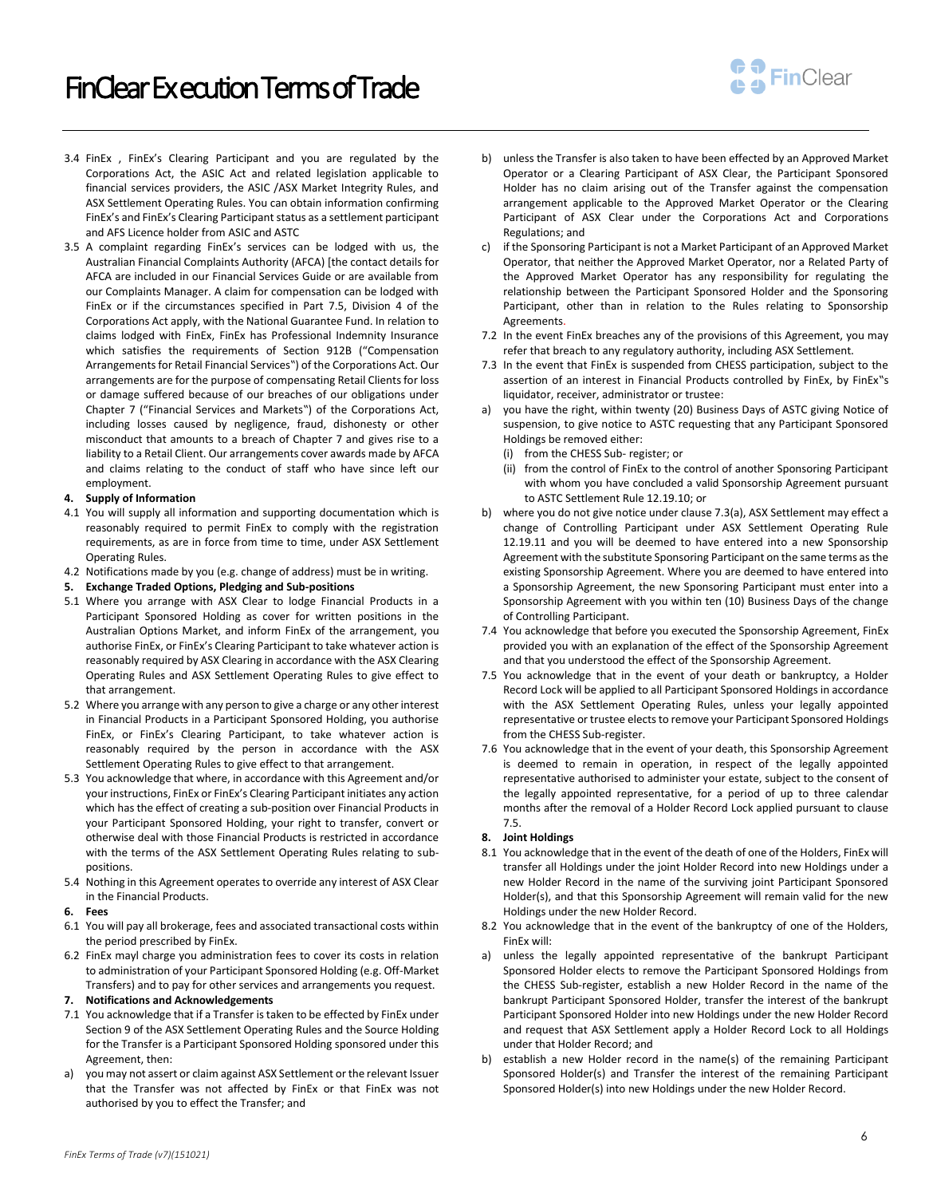3.4 FinEx , FinEx's Clearing Participant and you are regulated by the Corporations Act, the ASIC Act and related legislation applicable to financial services providers, the ASIC /ASX Market Integrity Rules, and ASX Settlement Operating Rules. You can obtain information confirming FinEx's and FinEx's Clearing Participant status as a settlement participant and AFS Licence holder from ASIC and ASTC

3.5 A complaint regarding FinEx's services can be lodged with us, the Australian Financial Complaints Authority (AFCA) [the contact details for AFCA are included in our Financial Services Guide or are available from our Complaints Manager. A claim for compensation can be lodged with FinEx or if the circumstances specified in Part 7.5, Division 4 of the Corporations Act apply, with the National Guarantee Fund. In relation to claims lodged with FinEx, FinEx has Professional Indemnity Insurance which satisfies the requirements of Section 912B ("Compensation Arrangements for Retail Financial Services") of the Corporations Act. Our arrangements are for the purpose of compensating Retail Clients for loss or damage suffered because of our breaches of our obligations under Chapter 7 ("Financial Services and Markets") of the Corporations Act, including losses caused by negligence, fraud, dishonesty or other misconduct that amounts to a breach of Chapter 7 and gives rise to a liability to a Retail Client. Our arrangements cover awards made by AFCA and claims relating to the conduct of staff who have since left our employment.

**4. Supply of Information**

4.1 You will supply all information and supporting documentation which is reasonably required to permit FinEx to comply with the registration requirements, as are in force from time to time, under ASX Settlement Operating Rules.

4.2 Notifications made by you (e.g. change of address) must be in writing.

**5. Exchange Traded Options, Pledging and Sub-positions**

5.1 Where you arrange with ASX Clear to lodge Financial Products in a Participant Sponsored Holding as cover for written positions in the Australian Options Market, and inform FinEx of the arrangement, you authorise FinEx, or FinEx's Clearing Participant to take whatever action is reasonably required by ASX Clearing in accordance with the ASX Clearing Operating Rules and ASX Settlement Operating Rules to give effect to that arrangement.

5.2 Where you arrange with any person to give a charge or any other interest in Financial Products in a Participant Sponsored Holding, you authorise FinEx, or FinEx's Clearing Participant, to take whatever action is reasonably required by the person in accordance with the ASX Settlement Operating Rules to give effect to that arrangement.

5.3 You acknowledge that where, in accordance with this Agreement and/or your instructions, FinEx or FinEx's Clearing Participant initiates any action which has the effect of creating a sub-position over Financial Products in your Participant Sponsored Holding, your right to transfer, convert or otherwise deal with those Financial Products is restricted in accordance with the terms of the ASX Settlement Operating Rules relating to sub-positions.

5.4 Nothing in this Agreement operates to override any interest of ASX Clear in the Financial Products.

**6. Fees**

6.1 You will pay all brokerage, fees and associated transactional costs within the period prescribed by FinEx.

6.2 FinEx mayl charge you administration fees to cover its costs in relation to administration of your Participant Sponsored Holding (e.g. Off-Market Transfers) and to pay for other services and arrangements you request.

**7. Notifications and Acknowledgements**

7.1 You acknowledge that if a Transfer is taken to be effected by FinEx under Section 9 of the ASX Settlement Operating Rules and the Source Holding for the Transfer is a Participant Sponsored Holding sponsored under this Agreement, then:

a) you may not assert or claim against ASX Settlement or the relevant Issuer that the Transfer was not affected by FinEx or that FinEx was not authorised by you to effect the Transfer; and

b) unless the Transfer is also taken to have been effected by an Approved Market Operator or a Clearing Participant of ASX Clear, the Participant Sponsored Holder has no claim arising out of the Transfer against the compensation arrangement applicable to the Approved Market Operator or the Clearing Participant of ASX Clear under the Corporations Act and Corporations Regulations; and

c) if the Sponsoring Participant is not a Market Participant of an Approved Market Operator, that neither the Approved Market Operator, nor a Related Party of the Approved Market Operator has any responsibility for regulating the relationship between the Participant Sponsored Holder and the Sponsoring Participant, other than in relation to the Rules relating to Sponsorship Agreements.

7.2 In the event FinEx breaches any of the provisions of this Agreement, you may refer that breach to any regulatory authority, including ASX Settlement.

7.3 In the event that FinEx is suspended from CHESS participation, subject to the assertion of an interest in Financial Products controlled by FinEx, by FinEx"s liquidator, receiver, administrator or trustee:

a) you have the right, within twenty (20) Business Days of ASTC giving Notice of suspension, to give notice to ASTC requesting that any Participant Sponsored Holdings be removed either:
   (i) from the CHESS Sub- register; or
   (ii) from the control of FinEx to the control of another Sponsoring Participant with whom you have concluded a valid Sponsorship Agreement pursuant to ASTC Settlement Rule 12.19.10; or

b) where you do not give notice under clause 7.3(a), ASX Settlement may effect a change of Controlling Participant under ASX Settlement Operating Rule 12.19.11 and you will be deemed to have entered into a new Sponsorship Agreement with the substitute Sponsoring Participant on the same terms as the existing Sponsorship Agreement. Where you are deemed to have entered into a Sponsorship Agreement, the new Sponsoring Participant must enter into a Sponsorship Agreement with you within ten (10) Business Days of the change of Controlling Participant.

7.4 You acknowledge that before you executed the Sponsorship Agreement, FinEx provided you with an explanation of the effect of the Sponsorship Agreement and that you understood the effect of the Sponsorship Agreement.

7.5 You acknowledge that in the event of your death or bankruptcy, a Holder Record Lock will be applied to all Participant Sponsored Holdings in accordance with the ASX Settlement Operating Rules, unless your legally appointed representative or trustee elects to remove your Participant Sponsored Holdings from the CHESS Sub-register.

7.6 You acknowledge that in the event of your death, this Sponsorship Agreement is deemed to remain in operation, in respect of the legally appointed representative authorised to administer your estate, subject to the consent of the legally appointed representative, for a period of up to three calendar months after the removal of a Holder Record Lock applied pursuant to clause 7.5.

**8. Joint Holdings**

8.1 You acknowledge that in the event of the death of one of the Holders, FinEx will transfer all Holdings under the joint Holder Record into new Holdings under a new Holder Record in the name of the surviving joint Participant Sponsored Holder(s), and that this Sponsorship Agreement will remain valid for the new Holdings under the new Holder Record.

8.2 You acknowledge that in the event of the bankruptcy of one of the Holders, FinEx will:

a) unless the legally appointed representative of the bankrupt Participant Sponsored Holder elects to remove the Participant Sponsored Holdings from the CHESS Sub-register, establish a new Holder Record in the name of the bankrupt Participant Sponsored Holder, transfer the interest of the bankrupt Participant Sponsored Holder into new Holdings under the new Holder Record and request that ASX Settlement apply a Holder Record Lock to all Holdings under that Holder Record; and

b) establish a new Holder record in the name(s) of the remaining Participant Sponsored Holder(s) and Transfer the interest of the remaining Participant Sponsored Holder(s) into new Holdings under the new Holder Record.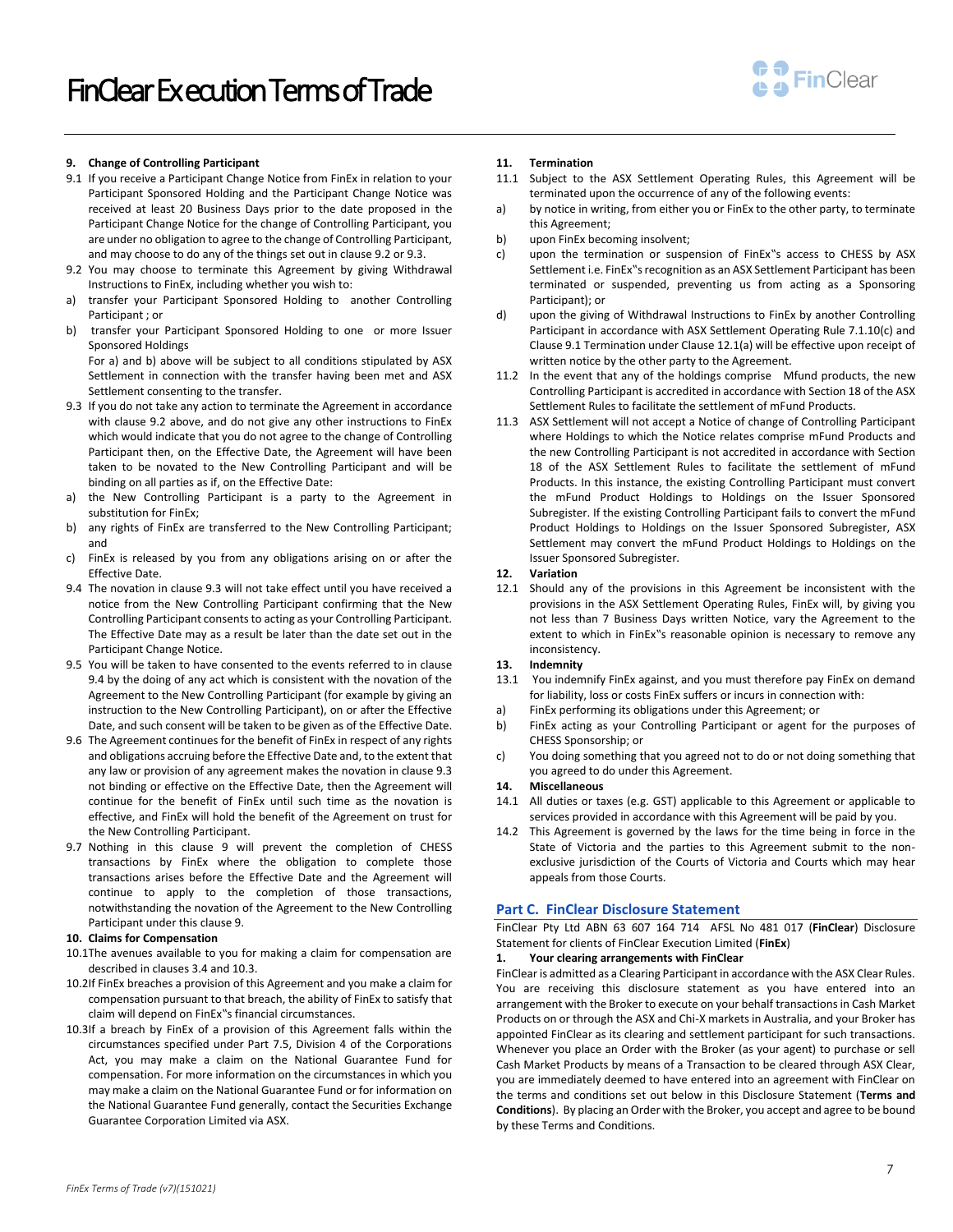**9. Change of Controlling Participant**

9.1 If you receive a Participant Change Notice from FinEx in relation to your Participant Sponsored Holding and the Participant Change Notice was received at least 20 Business Days prior to the date proposed in the Participant Change Notice for the change of Controlling Participant, you are under no obligation to agree to the change of Controlling Participant, and may choose to do any of the things set out in clause 9.2 or 9.3.

9.2 You may choose to terminate this Agreement by giving Withdrawal Instructions to FinEx, including whether you wish to:

a) transfer your Participant Sponsored Holding to another Controlling Participant ; or

b) transfer your Participant Sponsored Holding to one or more Issuer Sponsored Holdings

For a) and b) above will be subject to all conditions stipulated by ASX Settlement in connection with the transfer having been met and ASX Settlement consenting to the transfer.

9.3 If you do not take any action to terminate the Agreement in accordance with clause 9.2 above, and do not give any other instructions to FinEx which would indicate that you do not agree to the change of Controlling Participant then, on the Effective Date, the Agreement will have been taken to be novated to the New Controlling Participant and will be binding on all parties as if, on the Effective Date:

a) the New Controlling Participant is a party to the Agreement in substitution for FinEx;

b) any rights of FinEx are transferred to the New Controlling Participant; and

c) FinEx is released by you from any obligations arising on or after the Effective Date.

9.4 The novation in clause 9.3 will not take effect until you have received a notice from the New Controlling Participant confirming that the New Controlling Participant consents to acting as your Controlling Participant. The Effective Date may as a result be later than the date set out in the Participant Change Notice.

9.5 You will be taken to have consented to the events referred to in clause 9.4 by the doing of any act which is consistent with the novation of the Agreement to the New Controlling Participant (for example by giving an instruction to the New Controlling Participant), on or after the Effective Date, and such consent will be taken to be given as of the Effective Date.

9.6 The Agreement continues for the benefit of FinEx in respect of any rights and obligations accruing before the Effective Date and, to the extent that any law or provision of any agreement makes the novation in clause 9.3 not binding or effective on the Effective Date, then the Agreement will continue for the benefit of FinEx until such time as the novation is effective, and FinEx will hold the benefit of the Agreement on trust for the New Controlling Participant.

9.7 Nothing in this clause 9 will prevent the completion of CHESS transactions by FinEx where the obligation to complete those transactions arises before the Effective Date and the Agreement will continue to apply to the completion of those transactions, notwithstanding the novation of the Agreement to the New Controlling Participant under this clause 9.

**10. Claims for Compensation**

10.1 The avenues available to you for making a claim for compensation are described in clauses 3.4 and 10.3.

10.2 If FinEx breaches a provision of this Agreement and you make a claim for compensation pursuant to that breach, the ability of FinEx to satisfy that claim will depend on FinEx‟s financial circumstances.

10.3 If a breach by FinEx of a provision of this Agreement falls within the circumstances specified under Part 7.5, Division 4 of the Corporations Act, you may make a claim on the National Guarantee Fund for compensation. For more information on the circumstances in which you may make a claim on the National Guarantee Fund or for information on the National Guarantee Fund generally, contact the Securities Exchange Guarantee Corporation Limited via ASX.

**11. Termination**

11.1 Subject to the ASX Settlement Operating Rules, this Agreement will be terminated upon the occurrence of any of the following events:

a) by notice in writing, from either you or FinEx to the other party, to terminate this Agreement;

b) upon FinEx becoming insolvent;

c) upon the termination or suspension of FinEx‟s access to CHESS by ASX Settlement i.e. FinEx‟s recognition as an ASX Settlement Participant has been terminated or suspended, preventing us from acting as a Sponsoring Participant); or

d) upon the giving of Withdrawal Instructions to FinEx by another Controlling Participant in accordance with ASX Settlement Operating Rule 7.1.10(c) and Clause 9.1 Termination under Clause 12.1(a) will be effective upon receipt of written notice by the other party to the Agreement.

11.2 In the event that any of the holdings comprise Mfund products, the new Controlling Participant is accredited in accordance with Section 18 of the ASX Settlement Rules to facilitate the settlement of mFund Products.

11.3 ASX Settlement will not accept a Notice of change of Controlling Participant where Holdings to which the Notice relates comprise mFund Products and the new Controlling Participant is not accredited in accordance with Section 18 of the ASX Settlement Rules to facilitate the settlement of mFund Products. In this instance, the existing Controlling Participant must convert the mFund Product Holdings to Holdings on the Issuer Sponsored Subregister. If the existing Controlling Participant fails to convert the mFund Product Holdings to Holdings on the Issuer Sponsored Subregister, ASX Settlement may convert the mFund Product Holdings to Holdings on the Issuer Sponsored Subregister.

**12. Variation**

12.1 Should any of the provisions in this Agreement be inconsistent with the provisions in the ASX Settlement Operating Rules, FinEx will, by giving you not less than 7 Business Days written Notice, vary the Agreement to the extent to which in FinEx‟s reasonable opinion is necessary to remove any inconsistency.

**13. Indemnity**

13.1 You indemnify FinEx against, and you must therefore pay FinEx on demand for liability, loss or costs FinEx suffers or incurs in connection with:

a) FinEx performing its obligations under this Agreement; or

b) FinEx acting as your Controlling Participant or agent for the purposes of CHESS Sponsorship; or

c) You doing something that you agreed not to do or not doing something that you agreed to do under this Agreement.

**14. Miscellaneous**

14.1 All duties or taxes (e.g. GST) applicable to this Agreement or applicable to services provided in accordance with this Agreement will be paid by you.

14.2 This Agreement is governed by the laws for the time being in force in the State of Victoria and the parties to this Agreement submit to the non-exclusive jurisdiction of the Courts of Victoria and Courts which may hear appeals from those Courts.

## Part C. FinClear Disclosure Statement

FinClear Pty Ltd ABN 63 607 164 714 AFSL No 481 017 (**FinClear**) Disclosure Statement for clients of FinClear Execution Limited (**FinEx**)

**1. Your clearing arrangements with FinClear**

FinClear is admitted as a Clearing Participant in accordance with the ASX Clear Rules. You are receiving this disclosure statement as you have entered into an arrangement with the Broker to execute on your behalf transactions in Cash Market Products on or through the ASX and Chi-X markets in Australia, and your Broker has appointed FinClear as its clearing and settlement participant for such transactions. Whenever you place an Order with the Broker (as your agent) to purchase or sell Cash Market Products by means of a Transaction to be cleared through ASX Clear, you are immediately deemed to have entered into an agreement with FinClear on the terms and conditions set out below in this Disclosure Statement (**Terms and Conditions**). By placing an Order with the Broker, you accept and agree to be bound by these Terms and Conditions.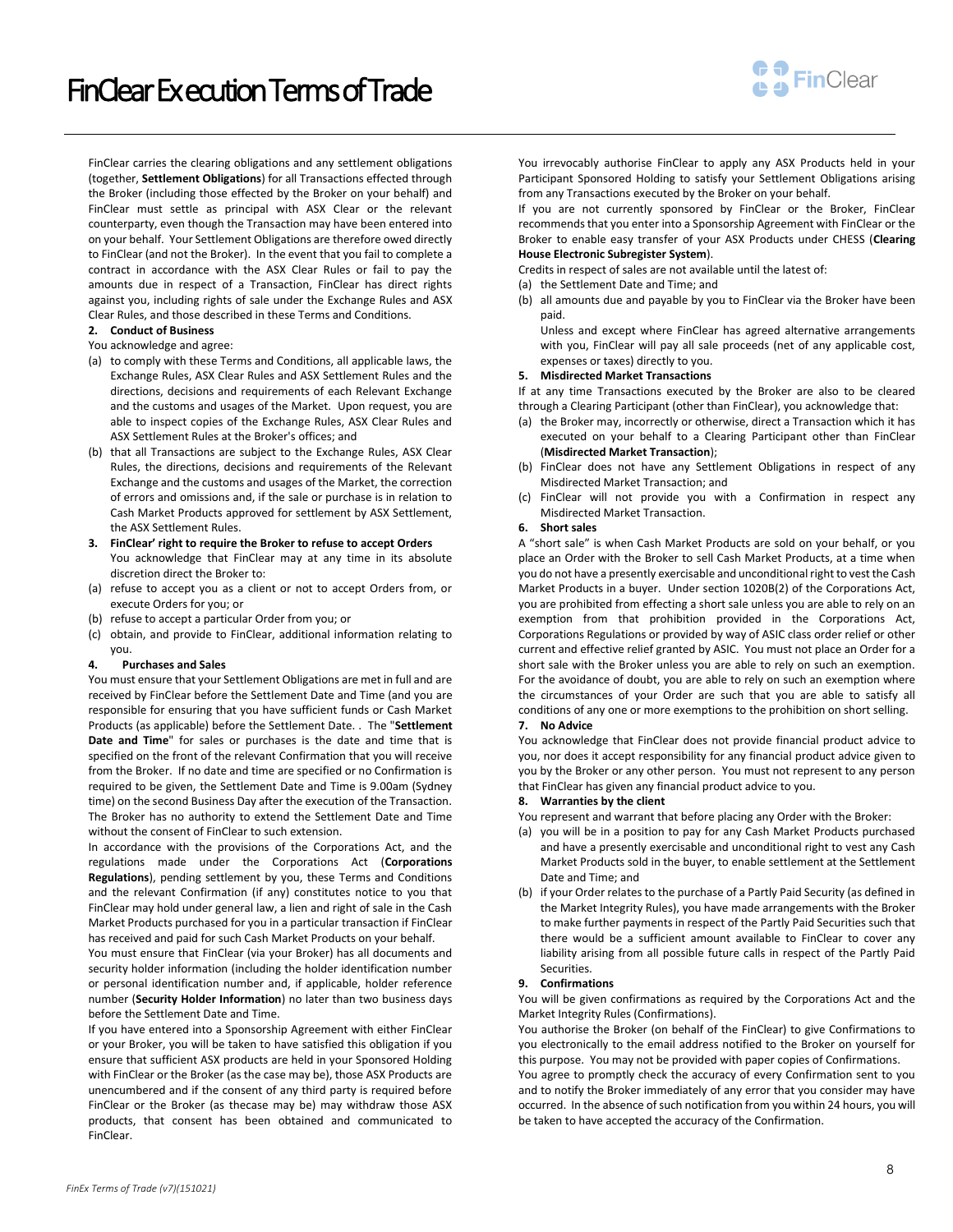FinClear carries the clearing obligations and any settlement obligations (together, **Settlement Obligations**) for all Transactions effected through the Broker (including those effected by the Broker on your behalf) and FinClear must settle as principal with ASX Clear or the relevant counterparty, even though the Transaction may have been entered into on your behalf. Your Settlement Obligations are therefore owed directly to FinClear (and not the Broker). In the event that you fail to complete a contract in accordance with the ASX Clear Rules or fail to pay the amounts due in respect of a Transaction, FinClear has direct rights against you, including rights of sale under the Exchange Rules and ASX Clear Rules, and those described in these Terms and Conditions.

**2. Conduct of Business**

You acknowledge and agree:

(a) to comply with these Terms and Conditions, all applicable laws, the Exchange Rules, ASX Clear Rules and ASX Settlement Rules and the directions, decisions and requirements of each Relevant Exchange and the customs and usages of the Market. Upon request, you are able to inspect copies of the Exchange Rules, ASX Clear Rules and ASX Settlement Rules at the Broker's offices; and

(b) that all Transactions are subject to the Exchange Rules, ASX Clear Rules, the directions, decisions and requirements of the Relevant Exchange and the customs and usages of the Market, the correction of errors and omissions and, if the sale or purchase is in relation to Cash Market Products approved for settlement by ASX Settlement, the ASX Settlement Rules.

**3. FinClear' right to require the Broker to refuse to accept Orders**

You acknowledge that FinClear may at any time in its absolute discretion direct the Broker to:

(a) refuse to accept you as a client or not to accept Orders from, or execute Orders for you; or

(b) refuse to accept a particular Order from you; or

(c) obtain, and provide to FinClear, additional information relating to you.

**4. Purchases and Sales**

You must ensure that your Settlement Obligations are met in full and are received by FinClear before the Settlement Date and Time (and you are responsible for ensuring that you have sufficient funds or Cash Market Products (as applicable) before the Settlement Date. . The "**Settlement Date and Time**" for sales or purchases is the date and time that is specified on the front of the relevant Confirmation that you will receive from the Broker. If no date and time are specified or no Confirmation is required to be given, the Settlement Date and Time is 9.00am (Sydney time) on the second Business Day after the execution of the Transaction. The Broker has no authority to extend the Settlement Date and Time without the consent of FinClear to such extension.

In accordance with the provisions of the Corporations Act, and the regulations made under the Corporations Act (**Corporations Regulations**), pending settlement by you, these Terms and Conditions and the relevant Confirmation (if any) constitutes notice to you that FinClear may hold under general law, a lien and right of sale in the Cash Market Products purchased for you in a particular transaction if FinClear has received and paid for such Cash Market Products on your behalf.

You must ensure that FinClear (via your Broker) has all documents and security holder information (including the holder identification number or personal identification number and, if applicable, holder reference number (**Security Holder Information**) no later than two business days before the Settlement Date and Time.

If you have entered into a Sponsorship Agreement with either FinClear or your Broker, you will be taken to have satisfied this obligation if you ensure that sufficient ASX products are held in your Sponsored Holding with FinClear or the Broker (as the case may be), those ASX Products are unencumbered and if the consent of any third party is required before FinClear or the Broker (as thecase may be) may withdraw those ASX products, that consent has been obtained and communicated to FinClear.

You irrevocably authorise FinClear to apply any ASX Products held in your Participant Sponsored Holding to satisfy your Settlement Obligations arising from any Transactions executed by the Broker on your behalf.

If you are not currently sponsored by FinClear or the Broker, FinClear recommends that you enter into a Sponsorship Agreement with FinClear or the Broker to enable easy transfer of your ASX Products under CHESS (**Clearing House Electronic Subregister System**).

Credits in respect of sales are not available until the latest of:

(a) the Settlement Date and Time; and

(b) all amounts due and payable by you to FinClear via the Broker have been paid.

Unless and except where FinClear has agreed alternative arrangements with you, FinClear will pay all sale proceeds (net of any applicable cost, expenses or taxes) directly to you.

**5. Misdirected Market Transactions**

If at any time Transactions executed by the Broker are also to be cleared through a Clearing Participant (other than FinClear), you acknowledge that:

(a) the Broker may, incorrectly or otherwise, direct a Transaction which it has executed on your behalf to a Clearing Participant other than FinClear (**Misdirected Market Transaction**);

(b) FinClear does not have any Settlement Obligations in respect of any Misdirected Market Transaction; and

(c) FinClear will not provide you with a Confirmation in respect any Misdirected Market Transaction.

**6. Short sales**

A "short sale" is when Cash Market Products are sold on your behalf, or you place an Order with the Broker to sell Cash Market Products, at a time when you do not have a presently exercisable and unconditional right to vest the Cash Market Products in a buyer. Under section 1020B(2) of the Corporations Act, you are prohibited from effecting a short sale unless you are able to rely on an exemption from that prohibition provided in the Corporations Act, Corporations Regulations or provided by way of ASIC class order relief or other current and effective relief granted by ASIC. You must not place an Order for a short sale with the Broker unless you are able to rely on such an exemption. For the avoidance of doubt, you are able to rely on such an exemption where the circumstances of your Order are such that you are able to satisfy all conditions of any one or more exemptions to the prohibition on short selling.

**7. No Advice**

You acknowledge that FinClear does not provide financial product advice to you, nor does it accept responsibility for any financial product advice given to you by the Broker or any other person. You must not represent to any person that FinClear has given any financial product advice to you.

**8. Warranties by the client**

You represent and warrant that before placing any Order with the Broker:

(a) you will be in a position to pay for any Cash Market Products purchased and have a presently exercisable and unconditional right to vest any Cash Market Products sold in the buyer, to enable settlement at the Settlement Date and Time; and

(b) if your Order relates to the purchase of a Partly Paid Security (as defined in the Market Integrity Rules), you have made arrangements with the Broker to make further payments in respect of the Partly Paid Securities such that there would be a sufficient amount available to FinClear to cover any liability arising from all possible future calls in respect of the Partly Paid Securities.

**9. Confirmations**

You will be given confirmations as required by the Corporations Act and the Market Integrity Rules (Confirmations).

You authorise the Broker (on behalf of the FinClear) to give Confirmations to you electronically to the email address notified to the Broker on yourself for this purpose. You may not be provided with paper copies of Confirmations.

You agree to promptly check the accuracy of every Confirmation sent to you and to notify the Broker immediately of any error that you consider may have occurred. In the absence of such notification from you within 24 hours, you will be taken to have accepted the accuracy of the Confirmation.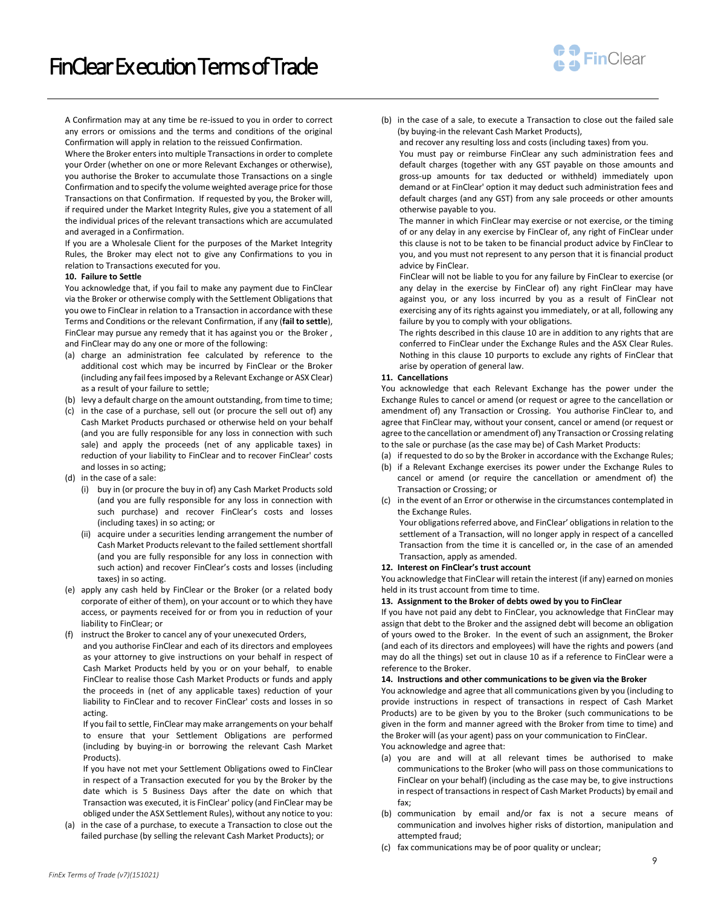A Confirmation may at any time be re-issued to you in order to correct any errors or omissions and the terms and conditions of the original Confirmation will apply in relation to the reissued Confirmation.

Where the Broker enters into multiple Transactions in order to complete your Order (whether on one or more Relevant Exchanges or otherwise), you authorise the Broker to accumulate those Transactions on a single Confirmation and to specify the volume weighted average price for those Transactions on that Confirmation. If requested by you, the Broker will, if required under the Market Integrity Rules, give you a statement of all the individual prices of the relevant transactions which are accumulated and averaged in a Confirmation.

If you are a Wholesale Client for the purposes of the Market Integrity Rules, the Broker may elect not to give any Confirmations to you in relation to Transactions executed for you.

**10. Failure to Settle**

You acknowledge that, if you fail to make any payment due to FinClear via the Broker or otherwise comply with the Settlement Obligations that you owe to FinClear in relation to a Transaction in accordance with these Terms and Conditions or the relevant Confirmation, if any (**fail to settle**), FinClear may pursue any remedy that it has against you or the Broker , and FinClear may do any one or more of the following:

(a) charge an administration fee calculated by reference to the additional cost which may be incurred by FinClear or the Broker (including any fail fees imposed by a Relevant Exchange or ASX Clear) as a result of your failure to settle;

(b) levy a default charge on the amount outstanding, from time to time;

(c) in the case of a purchase, sell out (or procure the sell out of) any Cash Market Products purchased or otherwise held on your behalf (and you are fully responsible for any loss in connection with such sale) and apply the proceeds (net of any applicable taxes) in reduction of your liability to FinClear and to recover FinClear' costs and losses in so acting;

(d) in the case of a sale:

 (i) buy in (or procure the buy in of) any Cash Market Products sold (and you are fully responsible for any loss in connection with such purchase) and recover FinClear's costs and losses (including taxes) in so acting; or

 (ii) acquire under a securities lending arrangement the number of Cash Market Products relevant to the failed settlement shortfall (and you are fully responsible for any loss in connection with such action) and recover FinClear's costs and losses (including taxes) in so acting.

(e) apply any cash held by FinClear or the Broker (or a related body corporate of either of them), on your account or to which they have access, or payments received for or from you in reduction of your liability to FinClear; or

(f) instruct the Broker to cancel any of your unexecuted Orders,

and you authorise FinClear and each of its directors and employees as your attorney to give instructions on your behalf in respect of Cash Market Products held by you or on your behalf, to enable FinClear to realise those Cash Market Products or funds and apply the proceeds in (net of any applicable taxes) reduction of your liability to FinClear and to recover FinClear' costs and losses in so acting.

If you fail to settle, FinClear may make arrangements on your behalf to ensure that your Settlement Obligations are performed (including by buying-in or borrowing the relevant Cash Market Products).

If you have not met your Settlement Obligations owed to FinClear in respect of a Transaction executed for you by the Broker by the date which is 5 Business Days after the date on which that Transaction was executed, it is FinClear' policy (and FinClear may be obliged under the ASX Settlement Rules), without any notice to you:

(a) in the case of a purchase, to execute a Transaction to close out the failed purchase (by selling the relevant Cash Market Products); or

(b) in the case of a sale, to execute a Transaction to close out the failed sale (by buying-in the relevant Cash Market Products),

and recover any resulting loss and costs (including taxes) from you.

You must pay or reimburse FinClear any such administration fees and default charges (together with any GST payable on those amounts and gross-up amounts for tax deducted or withheld) immediately upon demand or at FinClear' option it may deduct such administration fees and default charges (and any GST) from any sale proceeds or other amounts otherwise payable to you.

The manner in which FinClear may exercise or not exercise, or the timing of or any delay in any exercise by FinClear of, any right of FinClear under this clause is not to be taken to be financial product advice by FinClear to you, and you must not represent to any person that it is financial product advice by FinClear.

FinClear will not be liable to you for any failure by FinClear to exercise (or any delay in the exercise by FinClear of) any right FinClear may have against you, or any loss incurred by you as a result of FinClear not exercising any of its rights against you immediately, or at all, following any failure by you to comply with your obligations.

The rights described in this clause 10 are in addition to any rights that are conferred to FinClear under the Exchange Rules and the ASX Clear Rules. Nothing in this clause 10 purports to exclude any rights of FinClear that arise by operation of general law.

**11. Cancellations**

You acknowledge that each Relevant Exchange has the power under the Exchange Rules to cancel or amend (or request or agree to the cancellation or amendment of) any Transaction or Crossing. You authorise FinClear to, and agree that FinClear may, without your consent, cancel or amend (or request or agree to the cancellation or amendment of) any Transaction or Crossing relating to the sale or purchase (as the case may be) of Cash Market Products:

(a) if requested to do so by the Broker in accordance with the Exchange Rules;

(b) if a Relevant Exchange exercises its power under the Exchange Rules to cancel or amend (or require the cancellation or amendment of) the Transaction or Crossing; or

(c) in the event of an Error or otherwise in the circumstances contemplated in the Exchange Rules.

Your obligations referred above, and FinClear' obligations in relation to the settlement of a Transaction, will no longer apply in respect of a cancelled Transaction from the time it is cancelled or, in the case of an amended Transaction, apply as amended.

**12. Interest on FinClear's trust account**

You acknowledge that FinClear will retain the interest (if any) earned on monies held in its trust account from time to time.

**13. Assignment to the Broker of debts owed by you to FinClear**

If you have not paid any debt to FinClear, you acknowledge that FinClear may assign that debt to the Broker and the assigned debt will become an obligation of yours owed to the Broker. In the event of such an assignment, the Broker (and each of its directors and employees) will have the rights and powers (and may do all the things) set out in clause 10 as if a reference to FinClear were a reference to the Broker.

**14. Instructions and other communications to be given via the Broker**

You acknowledge and agree that all communications given by you (including to provide instructions in respect of transactions in respect of Cash Market Products) are to be given by you to the Broker (such communications to be given in the form and manner agreed with the Broker from time to time) and the Broker will (as your agent) pass on your communication to FinClear.

You acknowledge and agree that:

(a) you are and will at all relevant times be authorised to make communications to the Broker (who will pass on those communications to FinClear on your behalf) (including as the case may be, to give instructions in respect of transactions in respect of Cash Market Products) by email and fax;

(b) communication by email and/or fax is not a secure means of communication and involves higher risks of distortion, manipulation and attempted fraud;

(c) fax communications may be of poor quality or unclear;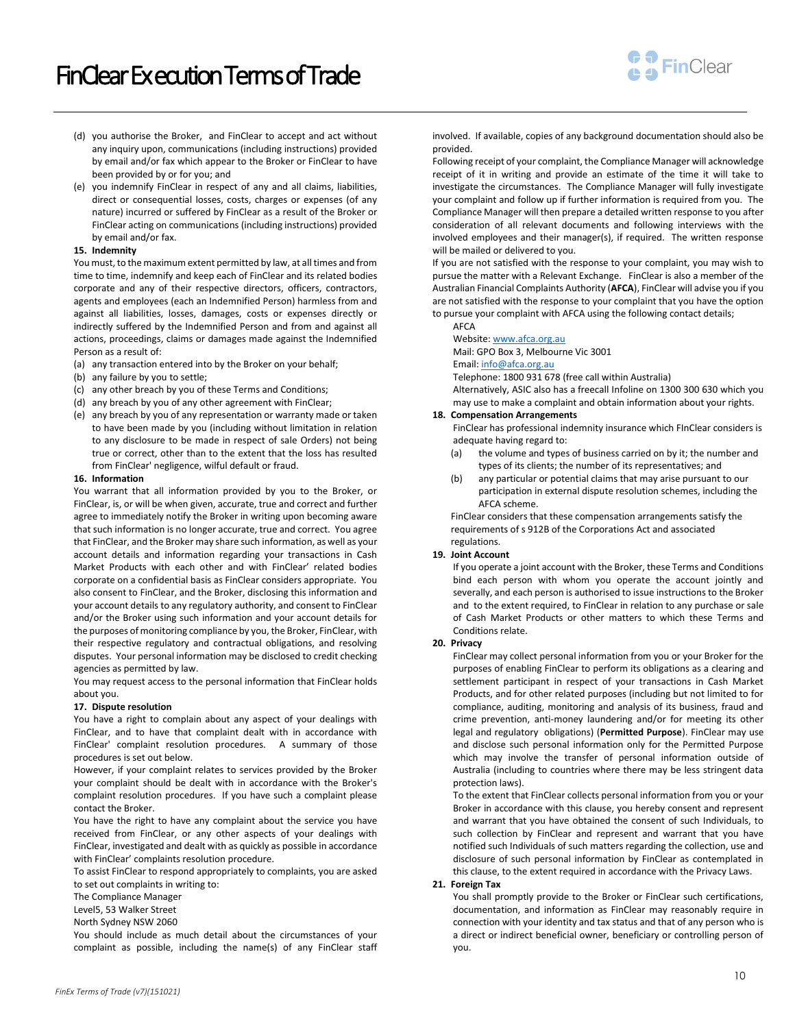(d) you authorise the Broker, and FinClear to accept and act without any inquiry upon, communications (including instructions) provided by email and/or fax which appear to the Broker or FinClear to have been provided by or for you; and

(e) you indemnify FinClear in respect of any and all claims, liabilities, direct or consequential losses, costs, charges or expenses (of any nature) incurred or suffered by FinClear as a result of the Broker or FinClear acting on communications (including instructions) provided by email and/or fax.

**15. Indemnity**

You must, to the maximum extent permitted by law, at all times and from time to time, indemnify and keep each of FinClear and its related bodies corporate and any of their respective directors, officers, contractors, agents and employees (each an Indemnified Person) harmless from and against all liabilities, losses, damages, costs or expenses directly or indirectly suffered by the Indemnified Person and from and against all actions, proceedings, claims or damages made against the Indemnified Person as a result of:

(a) any transaction entered into by the Broker on your behalf;
(b) any failure by you to settle;
(c) any other breach by you of these Terms and Conditions;
(d) any breach by you of any other agreement with FinClear;
(e) any breach by you of any representation or warranty made or taken to have been made by you (including without limitation in relation to any disclosure to be made in respect of sale Orders) not being true or correct, other than to the extent that the loss has resulted from FinClear' negligence, wilful default or fraud.

**16. Information**

You warrant that all information provided by you to the Broker, or FinClear, is, or will be when given, accurate, true and correct and further agree to immediately notify the Broker in writing upon becoming aware that such information is no longer accurate, true and correct. You agree that FinClear, and the Broker may share such information, as well as your account details and information regarding your transactions in Cash Market Products with each other and with FinClear' related bodies corporate on a confidential basis as FinClear considers appropriate. You also consent to FinClear, and the Broker, disclosing this information and your account details to any regulatory authority, and consent to FinClear and/or the Broker using such information and your account details for the purposes of monitoring compliance by you, the Broker, FinClear, with their respective regulatory and contractual obligations, and resolving disputes. Your personal information may be disclosed to credit checking agencies as permitted by law.

You may request access to the personal information that FinClear holds about you.

**17. Dispute resolution**

You have a right to complain about any aspect of your dealings with FinClear, and to have that complaint dealt with in accordance with FinClear' complaint resolution procedures. A summary of those procedures is set out below.

However, if your complaint relates to services provided by the Broker your complaint should be dealt with in accordance with the Broker's complaint resolution procedures. If you have such a complaint please contact the Broker.

You have the right to have any complaint about the service you have received from FinClear, or any other aspects of your dealings with FinClear, investigated and dealt with as quickly as possible in accordance with FinClear' complaints resolution procedure.

To assist FinClear to respond appropriately to complaints, you are asked to set out complaints in writing to:

The Compliance Manager
Level5, 53 Walker Street
North Sydney NSW 2060

You should include as much detail about the circumstances of your complaint as possible, including the name(s) of any FinClear staff involved. If available, copies of any background documentation should also be provided.

Following receipt of your complaint, the Compliance Manager will acknowledge receipt of it in writing and provide an estimate of the time it will take to investigate the circumstances. The Compliance Manager will fully investigate your complaint and follow up if further information is required from you. The Compliance Manager will then prepare a detailed written response to you after consideration of all relevant documents and following interviews with the involved employees and their manager(s), if required. The written response will be mailed or delivered to you.

If you are not satisfied with the response to your complaint, you may wish to pursue the matter with a Relevant Exchange. FinClear is also a member of the Australian Financial Complaints Authority (**AFCA**), FinClear will advise you if you are not satisfied with the response to your complaint that you have the option to pursue your complaint with AFCA using the following contact details;

AFCA
Website: www.afca.org.au
Mail: GPO Box 3, Melbourne Vic 3001
Email: info@afca.org.au
Telephone: 1800 931 678 (free call within Australia)

Alternatively, ASIC also has a freecall Infoline on 1300 300 630 which you may use to make a complaint and obtain information about your rights.

**18. Compensation Arrangements**

FinClear has professional indemnity insurance which FInClear considers is adequate having regard to:

(a) the volume and types of business carried on by it; the number and types of its clients; the number of its representatives; and
(b) any particular or potential claims that may arise pursuant to our participation in external dispute resolution schemes, including the AFCA scheme.

FinClear considers that these compensation arrangements satisfy the requirements of s 912B of the Corporations Act and associated regulations.

**19. Joint Account**

If you operate a joint account with the Broker, these Terms and Conditions bind each person with whom you operate the account jointly and severally, and each person is authorised to issue instructions to the Broker and to the extent required, to FinClear in relation to any purchase or sale of Cash Market Products or other matters to which these Terms and Conditions relate.

**20. Privacy**

FinClear may collect personal information from you or your Broker for the purposes of enabling FinClear to perform its obligations as a clearing and settlement participant in respect of your transactions in Cash Market Products, and for other related purposes (including but not limited to for compliance, auditing, monitoring and analysis of its business, fraud and crime prevention, anti-money laundering and/or for meeting its other legal and regulatory obligations) (**Permitted Purpose**). FinClear may use and disclose such personal information only for the Permitted Purpose which may involve the transfer of personal information outside of Australia (including to countries where there may be less stringent data protection laws).

To the extent that FinClear collects personal information from you or your Broker in accordance with this clause, you hereby consent and represent and warrant that you have obtained the consent of such Individuals, to such collection by FinClear and represent and warrant that you have notified such Individuals of such matters regarding the collection, use and disclosure of such personal information by FinClear as contemplated in this clause, to the extent required in accordance with the Privacy Laws.

**21. Foreign Tax**

You shall promptly provide to the Broker or FinClear such certifications, documentation, and information as FinClear may reasonably require in connection with your identity and tax status and that of any person who is a direct or indirect beneficial owner, beneficiary or controlling person of you.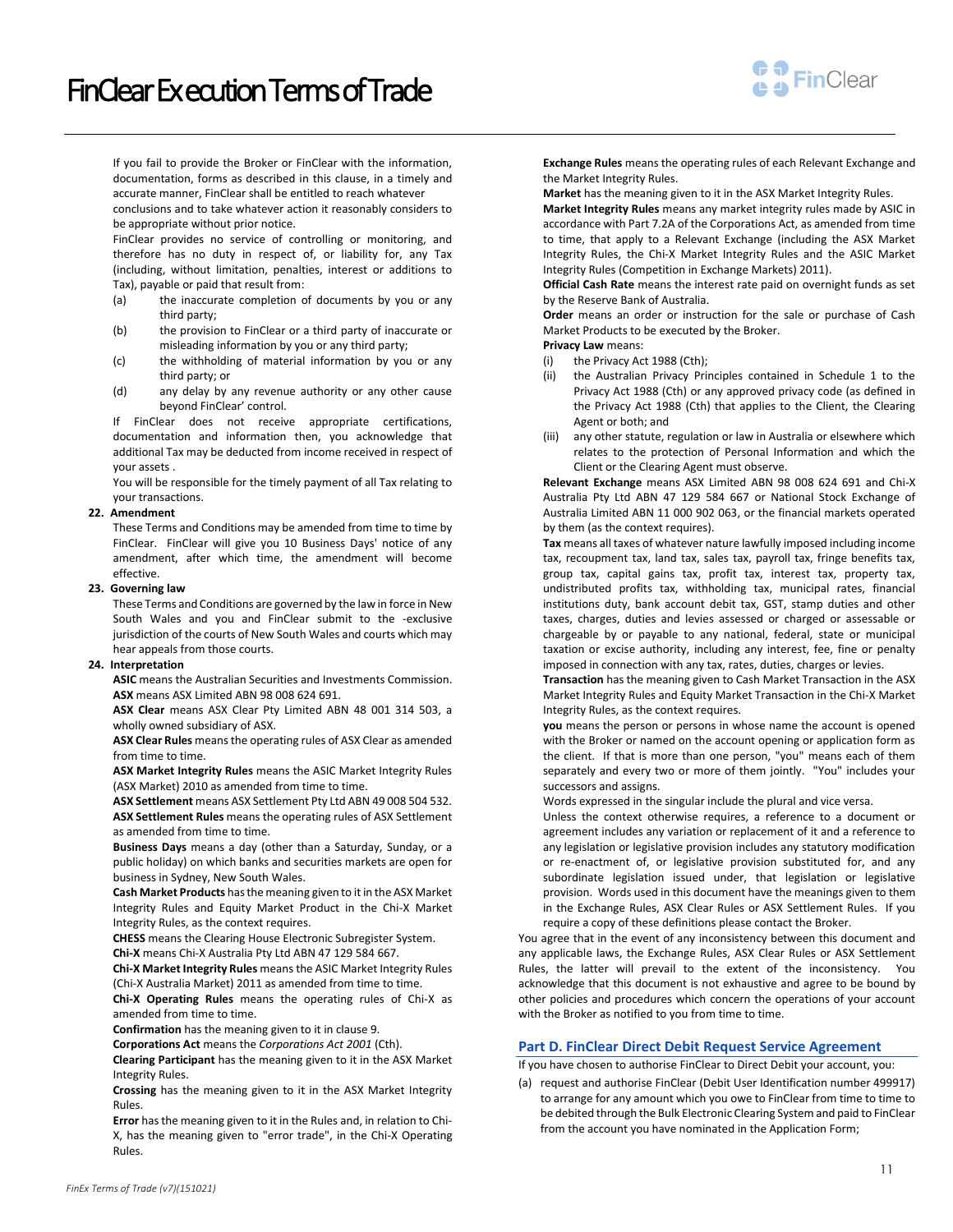If you fail to provide the Broker or FinClear with the information, documentation, forms as described in this clause, in a timely and accurate manner, FinClear shall be entitled to reach whatever conclusions and to take whatever action it reasonably considers to be appropriate without prior notice.

FinClear provides no service of controlling or monitoring, and therefore has no duty in respect of, or liability for, any Tax (including, without limitation, penalties, interest or additions to Tax), payable or paid that result from:

(a) the inaccurate completion of documents by you or any third party;

(b) the provision to FinClear or a third party of inaccurate or misleading information by you or any third party;

(c) the withholding of material information by you or any third party; or

(d) any delay by any revenue authority or any other cause beyond FinClear' control.

If FinClear does not receive appropriate certifications, documentation and information then, you acknowledge that additional Tax may be deducted from income received in respect of your assets .

You will be responsible for the timely payment of all Tax relating to your transactions.

**22. Amendment**

These Terms and Conditions may be amended from time to time by FinClear. FinClear will give you 10 Business Days' notice of any amendment, after which time, the amendment will become effective.

**23. Governing law**

These Terms and Conditions are governed by the law in force in New South Wales and you and FinClear submit to the -exclusive jurisdiction of the courts of New South Wales and courts which may hear appeals from those courts.

**24. Interpretation**

**ASIC** means the Australian Securities and Investments Commission.

**ASX** means ASX Limited ABN 98 008 624 691.

**ASX Clear** means ASX Clear Pty Limited ABN 48 001 314 503, a wholly owned subsidiary of ASX.

**ASX Clear Rules** means the operating rules of ASX Clear as amended from time to time.

**ASX Market Integrity Rules** means the ASIC Market Integrity Rules (ASX Market) 2010 as amended from time to time.

**ASX Settlement** means ASX Settlement Pty Ltd ABN 49 008 504 532.

**ASX Settlement Rules** means the operating rules of ASX Settlement as amended from time to time.

**Business Days** means a day (other than a Saturday, Sunday, or a public holiday) on which banks and securities markets are open for business in Sydney, New South Wales.

**Cash Market Products** has the meaning given to it in the ASX Market Integrity Rules and Equity Market Product in the Chi-X Market Integrity Rules, as the context requires.

**CHESS** means the Clearing House Electronic Subregister System.

**Chi-X** means Chi-X Australia Pty Ltd ABN 47 129 584 667.

**Chi-X Market Integrity Rules** means the ASIC Market Integrity Rules (Chi-X Australia Market) 2011 as amended from time to time.

**Chi-X Operating Rules** means the operating rules of Chi-X as amended from time to time.

**Confirmation** has the meaning given to it in clause 9.

**Corporations Act** means the *Corporations Act 2001* (Cth).

**Clearing Participant** has the meaning given to it in the ASX Market Integrity Rules.

**Crossing** has the meaning given to it in the ASX Market Integrity Rules.

**Error** has the meaning given to it in the Rules and, in relation to Chi-X, has the meaning given to "error trade", in the Chi-X Operating Rules.

**Exchange Rules** means the operating rules of each Relevant Exchange and the Market Integrity Rules.

**Market** has the meaning given to it in the ASX Market Integrity Rules.

**Market Integrity Rules** means any market integrity rules made by ASIC in accordance with Part 7.2A of the Corporations Act, as amended from time to time, that apply to a Relevant Exchange (including the ASX Market Integrity Rules, the Chi-X Market Integrity Rules and the ASIC Market Integrity Rules (Competition in Exchange Markets) 2011).

**Official Cash Rate** means the interest rate paid on overnight funds as set by the Reserve Bank of Australia.

**Order** means an order or instruction for the sale or purchase of Cash Market Products to be executed by the Broker.

**Privacy Law** means:

(i) the Privacy Act 1988 (Cth);

(ii) the Australian Privacy Principles contained in Schedule 1 to the Privacy Act 1988 (Cth) or any approved privacy code (as defined in the Privacy Act 1988 (Cth) that applies to the Client, the Clearing Agent or both; and

(iii) any other statute, regulation or law in Australia or elsewhere which relates to the protection of Personal Information and which the Client or the Clearing Agent must observe.

**Relevant Exchange** means ASX Limited ABN 98 008 624 691 and Chi-X Australia Pty Ltd ABN 47 129 584 667 or National Stock Exchange of Australia Limited ABN 11 000 902 063, or the financial markets operated by them (as the context requires).

**Tax** means all taxes of whatever nature lawfully imposed including income tax, recoupment tax, land tax, sales tax, payroll tax, fringe benefits tax, group tax, capital gains tax, profit tax, interest tax, property tax, undistributed profits tax, withholding tax, municipal rates, financial institutions duty, bank account debit tax, GST, stamp duties and other taxes, charges, duties and levies assessed or charged or assessable or chargeable by or payable to any national, federal, state or municipal taxation or excise authority, including any interest, fee, fine or penalty imposed in connection with any tax, rates, duties, charges or levies.

**Transaction** has the meaning given to Cash Market Transaction in the ASX Market Integrity Rules and Equity Market Transaction in the Chi-X Market Integrity Rules, as the context requires.

**you** means the person or persons in whose name the account is opened with the Broker or named on the account opening or application form as the client. If that is more than one person, "you" means each of them separately and every two or more of them jointly. "You" includes your successors and assigns.

Words expressed in the singular include the plural and vice versa.

Unless the context otherwise requires, a reference to a document or agreement includes any variation or replacement of it and a reference to any legislation or legislative provision includes any statutory modification or re-enactment of, or legislative provision substituted for, and any subordinate legislation issued under, that legislation or legislative provision. Words used in this document have the meanings given to them in the Exchange Rules, ASX Clear Rules or ASX Settlement Rules. If you require a copy of these definitions please contact the Broker.

You agree that in the event of any inconsistency between this document and any applicable laws, the Exchange Rules, ASX Clear Rules or ASX Settlement Rules, the latter will prevail to the extent of the inconsistency. You acknowledge that this document is not exhaustive and agree to be bound by other policies and procedures which concern the operations of your account with the Broker as notified to you from time to time.

## Part D. FinClear Direct Debit Request Service Agreement

If you have chosen to authorise FinClear to Direct Debit your account, you:

(a) request and authorise FinClear (Debit User Identification number 499917) to arrange for any amount which you owe to FinClear from time to time to be debited through the Bulk Electronic Clearing System and paid to FinClear from the account you have nominated in the Application Form;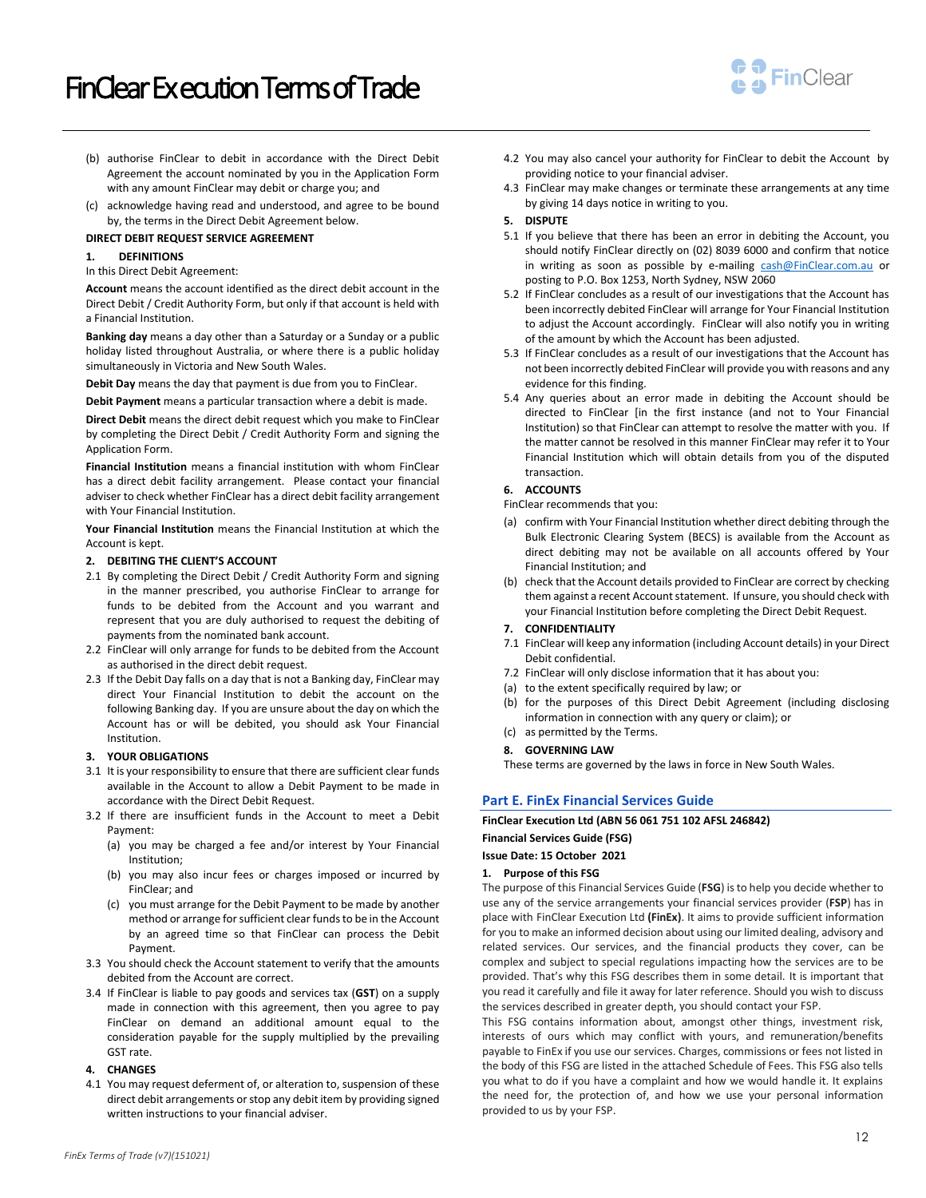(b) authorise FinClear to debit in accordance with the Direct Debit Agreement the account nominated by you in the Application Form with any amount FinClear may debit or charge you; and

(c) acknowledge having read and understood, and agree to be bound by, the terms in the Direct Debit Agreement below.

**DIRECT DEBIT REQUEST SERVICE AGREEMENT**

**1. DEFINITIONS**

In this Direct Debit Agreement:

**Account** means the account identified as the direct debit account in the Direct Debit / Credit Authority Form, but only if that account is held with a Financial Institution.

**Banking day** means a day other than a Saturday or a Sunday or a public holiday listed throughout Australia, or where there is a public holiday simultaneously in Victoria and New South Wales.

**Debit Day** means the day that payment is due from you to FinClear.

**Debit Payment** means a particular transaction where a debit is made.

**Direct Debit** means the direct debit request which you make to FinClear by completing the Direct Debit / Credit Authority Form and signing the Application Form.

**Financial Institution** means a financial institution with whom FinClear has a direct debit facility arrangement. Please contact your financial adviser to check whether FinClear has a direct debit facility arrangement with Your Financial Institution.

**Your Financial Institution** means the Financial Institution at which the Account is kept.

**2. DEBITING THE CLIENT'S ACCOUNT**

2.1 By completing the Direct Debit / Credit Authority Form and signing in the manner prescribed, you authorise FinClear to arrange for funds to be debited from the Account and you warrant and represent that you are duly authorised to request the debiting of payments from the nominated bank account.

2.2 FinClear will only arrange for funds to be debited from the Account as authorised in the direct debit request.

2.3 If the Debit Day falls on a day that is not a Banking day, FinClear may direct Your Financial Institution to debit the account on the following Banking day. If you are unsure about the day on which the Account has or will be debited, you should ask Your Financial Institution.

**3. YOUR OBLIGATIONS**

3.1 It is your responsibility to ensure that there are sufficient clear funds available in the Account to allow a Debit Payment to be made in accordance with the Direct Debit Request.

3.2 If there are insufficient funds in the Account to meet a Debit Payment:

(a) you may be charged a fee and/or interest by Your Financial Institution;

(b) you may also incur fees or charges imposed or incurred by FinClear; and

(c) you must arrange for the Debit Payment to be made by another method or arrange for sufficient clear funds to be in the Account by an agreed time so that FinClear can process the Debit Payment.

3.3 You should check the Account statement to verify that the amounts debited from the Account are correct.

3.4 If FinClear is liable to pay goods and services tax (**GST**) on a supply made in connection with this agreement, then you agree to pay FinClear on demand an additional amount equal to the consideration payable for the supply multiplied by the prevailing GST rate.

**4. CHANGES**

4.1 You may request deferment of, or alteration to, suspension of these direct debit arrangements or stop any debit item by providing signed written instructions to your financial adviser.

4.2 You may also cancel your authority for FinClear to debit the Account by providing notice to your financial adviser.

4.3 FinClear may make changes or terminate these arrangements at any time by giving 14 days notice in writing to you.

**5. DISPUTE**

5.1 If you believe that there has been an error in debiting the Account, you should notify FinClear directly on (02) 8039 6000 and confirm that notice in writing as soon as possible by e-mailing cash@FinClear.com.au or posting to P.O. Box 1253, North Sydney, NSW 2060

5.2 If FinClear concludes as a result of our investigations that the Account has been incorrectly debited FinClear will arrange for Your Financial Institution to adjust the Account accordingly. FinClear will also notify you in writing of the amount by which the Account has been adjusted.

5.3 If FinClear concludes as a result of our investigations that the Account has not been incorrectly debited FinClear will provide you with reasons and any evidence for this finding.

5.4 Any queries about an error made in debiting the Account should be directed to FinClear [in the first instance (and not to Your Financial Institution) so that FinClear can attempt to resolve the matter with you. If the matter cannot be resolved in this manner FinClear may refer it to Your Financial Institution which will obtain details from you of the disputed transaction.

**6. ACCOUNTS**

FinClear recommends that you:

(a) confirm with Your Financial Institution whether direct debiting through the Bulk Electronic Clearing System (BECS) is available from the Account as direct debiting may not be available on all accounts offered by Your Financial Institution; and

(b) check that the Account details provided to FinClear are correct by checking them against a recent Account statement. If unsure, you should check with your Financial Institution before completing the Direct Debit Request.

**7. CONFIDENTIALITY**

7.1 FinClear will keep any information (including Account details) in your Direct Debit confidential.

7.2 FinClear will only disclose information that it has about you:

(a) to the extent specifically required by law; or

(b) for the purposes of this Direct Debit Agreement (including disclosing information in connection with any query or claim); or

(c) as permitted by the Terms.

**8. GOVERNING LAW**

These terms are governed by the laws in force in New South Wales.

## Part E. FinEx Financial Services Guide

**FinClear Execution Ltd (ABN 56 061 751 102 AFSL 246842)**

**Financial Services Guide (FSG)**

**Issue Date: 15 October 2021**

**1. Purpose of this FSG**

The purpose of this Financial Services Guide (**FSG**) is to help you decide whether to use any of the service arrangements your financial services provider (**FSP**) has in place with FinClear Execution Ltd **(FinEx)**. It aims to provide sufficient information for you to make an informed decision about using our limited dealing, advisory and related services. Our services, and the financial products they cover, can be complex and subject to special regulations impacting how the services are to be provided. That's why this FSG describes them in some detail. It is important that you read it carefully and file it away for later reference. Should you wish to discuss the services described in greater depth, you should contact your FSP.

This FSG contains information about, amongst other things, investment risk, interests of ours which may conflict with yours, and remuneration/benefits payable to FinEx if you use our services. Charges, commissions or fees not listed in the body of this FSG are listed in the attached Schedule of Fees. This FSG also tells you what to do if you have a complaint and how we would handle it. It explains the need for, the protection of, and how we use your personal information provided to us by your FSP.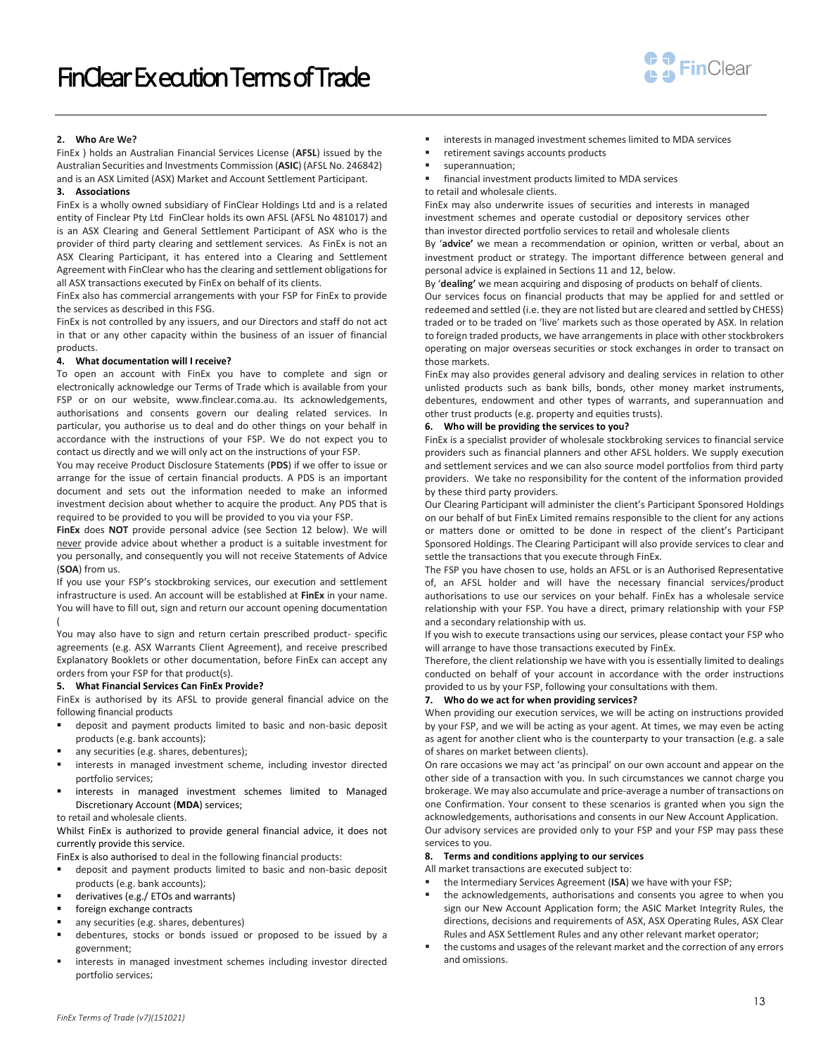# FinClear Execution Terms of Trade

## 2. Who Are We?

FinEx ) holds an Australian Financial Services License (**AFSL**) issued by the Australian Securities and Investments Commission (**ASIC**) (AFSL No. 246842) and is an ASX Limited (ASX) Market and Account Settlement Participant.

## 3. Associations

FinEx is a wholly owned subsidiary of FinClear Holdings Ltd and is a related entity of Finclear Pty Ltd FinClear holds its own AFSL (AFSL No 481017) and is an ASX Clearing and General Settlement Participant of ASX who is the provider of third party clearing and settlement services. As FinEx is not an ASX Clearing Participant, it has entered into a Clearing and Settlement Agreement with FinClear who has the clearing and settlement obligations for all ASX transactions executed by FinEx on behalf of its clients.

FinEx also has commercial arrangements with your FSP for FinEx to provide the services as described in this FSG.

FinEx is not controlled by any issuers, and our Directors and staff do not act in that or any other capacity within the business of an issuer of financial products.

## 4. What documentation will I receive?

To open an account with FinEx you have to complete and sign or electronically acknowledge our Terms of Trade which is available from your FSP or on our website, www.finclear.coma.au. Its acknowledgements, authorisations and consents govern our dealing related services. In particular, you authorise us to deal and do other things on your behalf in accordance with the instructions of your FSP. We do not expect you to contact us directly and we will only act on the instructions of your FSP.

You may receive Product Disclosure Statements (**PDS**) if we offer to issue or arrange for the issue of certain financial products. A PDS is an important document and sets out the information needed to make an informed investment decision about whether to acquire the product. Any PDS that is required to be provided to you will be provided to you via your FSP.

**FinEx** does **NOT** provide personal advice (see Section 12 below). We will never provide advice about whether a product is a suitable investment for you personally, and consequently you will not receive Statements of Advice (**SOA**) from us.

If you use your FSP's stockbroking services, our execution and settlement infrastructure is used. An account will be established at **FinEx** in your name. You will have to fill out, sign and return our account opening documentation (

You may also have to sign and return certain prescribed product- specific agreements (e.g. ASX Warrants Client Agreement), and receive prescribed Explanatory Booklets or other documentation, before FinEx can accept any orders from your FSP for that product(s).

## 5. What Financial Services Can FinEx Provide?

FinEx is authorised by its AFSL to provide general financial advice on the following financial products

- deposit and payment products limited to basic and non-basic deposit products (e.g. bank accounts);
- any securities (e.g. shares, debentures);
- interests in managed investment scheme, including investor directed portfolio services;
- interests in managed investment schemes limited to Managed Discretionary Account (**MDA**) services;

to retail and wholesale clients.

Whilst FinEx is authorized to provide general financial advice, it does not currently provide this service.

FinEx is also authorised to deal in the following financial products:

- deposit and payment products limited to basic and non-basic deposit products (e.g. bank accounts);
- derivatives (e.g./ ETOs and warrants)
- foreign exchange contracts
- any securities (e.g. shares, debentures)
- debentures, stocks or bonds issued or proposed to be issued by a government;
- interests in managed investment schemes including investor directed portfolio services;
- interests in managed investment schemes limited to MDA services
- retirement savings accounts products
- superannuation;
- financial investment products limited to MDA services

to retail and wholesale clients.

FinEx may also underwrite issues of securities and interests in managed investment schemes and operate custodial or depository services other than investor directed portfolio services to retail and wholesale clients

By '**advice**' we mean a recommendation or opinion, written or verbal, about an investment product or strategy. The important difference between general and personal advice is explained in Sections 11 and 12, below.

By '**dealing**' we mean acquiring and disposing of products on behalf of clients.

Our services focus on financial products that may be applied for and settled or redeemed and settled (i.e. they are not listed but are cleared and settled by CHESS) traded or to be traded on 'live' markets such as those operated by ASX. In relation to foreign traded products, we have arrangements in place with other stockbrokers operating on major overseas securities or stock exchanges in order to transact on those markets.

FinEx may also provides general advisory and dealing services in relation to other unlisted products such as bank bills, bonds, other money market instruments, debentures, endowment and other types of warrants, and superannuation and other trust products (e.g. property and equities trusts).

## 6. Who will be providing the services to you?

FinEx is a specialist provider of wholesale stockbroking services to financial service providers such as financial planners and other AFSL holders. We supply execution and settlement services and we can also source model portfolios from third party providers. We take no responsibility for the content of the information provided by these third party providers.

Our Clearing Participant will administer the client's Participant Sponsored Holdings on our behalf of but FinEx Limited remains responsible to the client for any actions or matters done or omitted to be done in respect of the client's Participant Sponsored Holdings. The Clearing Participant will also provide services to clear and settle the transactions that you execute through FinEx.

The FSP you have chosen to use, holds an AFSL or is an Authorised Representative of, an AFSL holder and will have the necessary financial services/product authorisations to use our services on your behalf. FinEx has a wholesale service relationship with your FSP. You have a direct, primary relationship with your FSP and a secondary relationship with us.

If you wish to execute transactions using our services, please contact your FSP who will arrange to have those transactions executed by FinEx.

Therefore, the client relationship we have with you is essentially limited to dealings conducted on behalf of your account in accordance with the order instructions provided to us by your FSP, following your consultations with them.

## 7. Who do we act for when providing services?

When providing our execution services, we will be acting on instructions provided by your FSP, and we will be acting as your agent. At times, we may even be acting as agent for another client who is the counterparty to your transaction (e.g. a sale of shares on market between clients).

On rare occasions we may act 'as principal' on our own account and appear on the other side of a transaction with you. In such circumstances we cannot charge you brokerage. We may also accumulate and price-average a number of transactions on one Confirmation. Your consent to these scenarios is granted when you sign the acknowledgements, authorisations and consents in our New Account Application.

Our advisory services are provided only to your FSP and your FSP may pass these services to you.

## 8. Terms and conditions applying to our services

All market transactions are executed subject to:

- the Intermediary Services Agreement (**ISA**) we have with your FSP;
- the acknowledgements, authorisations and consents you agree to when you sign our New Account Application form; the ASIC Market Integrity Rules, the directions, decisions and requirements of ASX, ASX Operating Rules, ASX Clear Rules and ASX Settlement Rules and any other relevant market operator;
- the customs and usages of the relevant market and the correction of any errors and omissions.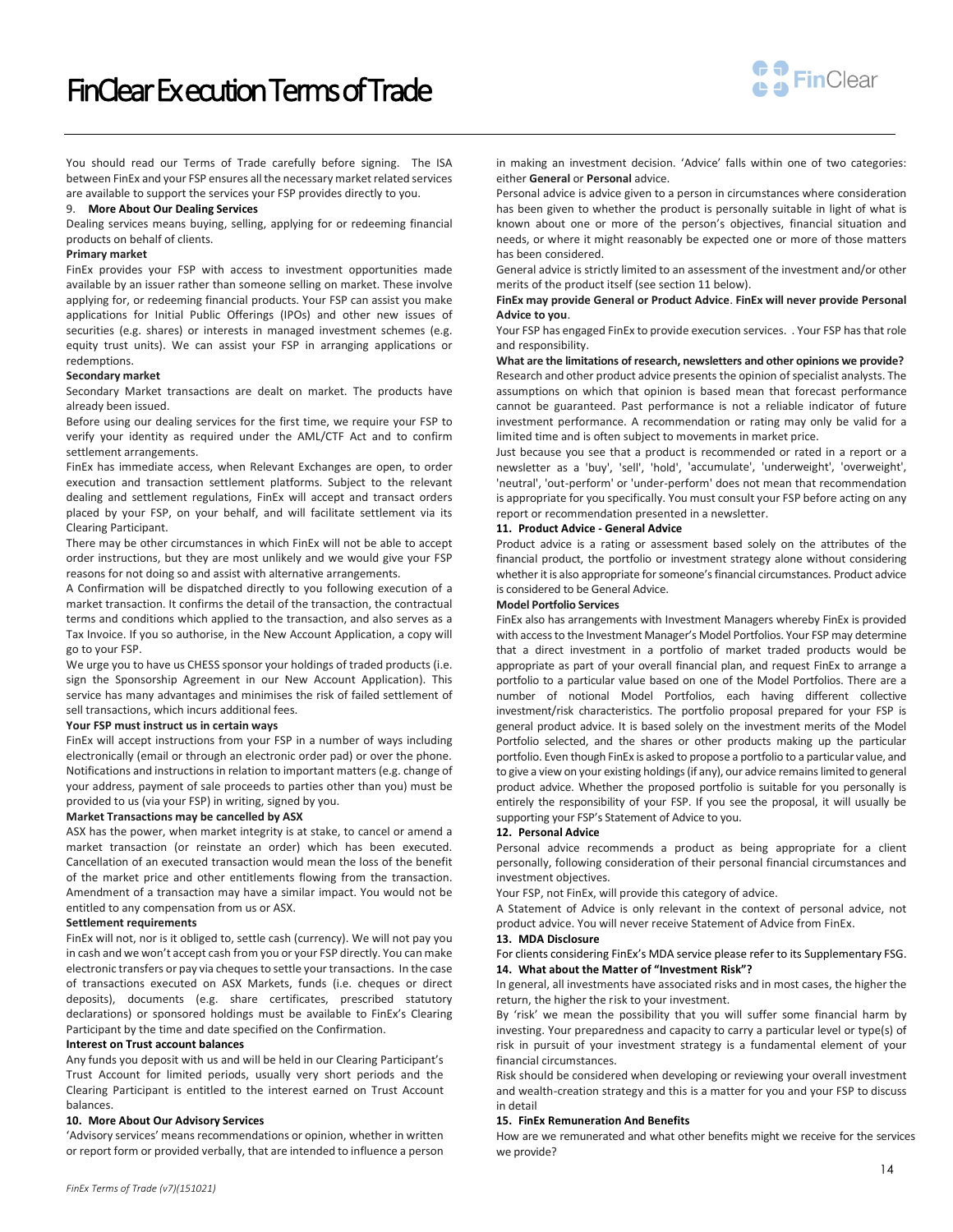You should read our Terms of Trade carefully before signing. The ISA between FinEx and your FSP ensures all the necessary market related services are available to support the services your FSP provides directly to you.

### 9. More About Our Dealing Services

Dealing services means buying, selling, applying for or redeeming financial products on behalf of clients.

**Primary market**

FinEx provides your FSP with access to investment opportunities made available by an issuer rather than someone selling on market. These involve applying for, or redeeming financial products. Your FSP can assist you make applications for Initial Public Offerings (IPOs) and other new issues of securities (e.g. shares) or interests in managed investment schemes (e.g. equity trust units). We can assist your FSP in arranging applications or redemptions.

**Secondary market**

Secondary Market transactions are dealt on market. The products have already been issued.

Before using our dealing services for the first time, we require your FSP to verify your identity as required under the AML/CTF Act and to confirm settlement arrangements.

FinEx has immediate access, when Relevant Exchanges are open, to order execution and transaction settlement platforms. Subject to the relevant dealing and settlement regulations, FinEx will accept and transact orders placed by your FSP, on your behalf, and will facilitate settlement via its Clearing Participant.

There may be other circumstances in which FinEx will not be able to accept order instructions, but they are most unlikely and we would give your FSP reasons for not doing so and assist with alternative arrangements.

A Confirmation will be dispatched directly to you following execution of a market transaction. It confirms the detail of the transaction, the contractual terms and conditions which applied to the transaction, and also serves as a Tax Invoice. If you so authorise, in the New Account Application, a copy will go to your FSP.

We urge you to have us CHESS sponsor your holdings of traded products (i.e. sign the Sponsorship Agreement in our New Account Application). This service has many advantages and minimises the risk of failed settlement of sell transactions, which incurs additional fees.

**Your FSP must instruct us in certain ways**

FinEx will accept instructions from your FSP in a number of ways including electronically (email or through an electronic order pad) or over the phone. Notifications and instructions in relation to important matters (e.g. change of your address, payment of sale proceeds to parties other than you) must be provided to us (via your FSP) in writing, signed by you.

**Market Transactions may be cancelled by ASX**

ASX has the power, when market integrity is at stake, to cancel or amend a market transaction (or reinstate an order) which has been executed. Cancellation of an executed transaction would mean the loss of the benefit of the market price and other entitlements flowing from the transaction. Amendment of a transaction may have a similar impact. You would not be entitled to any compensation from us or ASX.

**Settlement requirements**

FinEx will not, nor is it obliged to, settle cash (currency). We will not pay you in cash and we won't accept cash from you or your FSP directly. You can make electronic transfers or pay via cheques to settle your transactions. In the case of transactions executed on ASX Markets, funds (i.e. cheques or direct deposits), documents (e.g. share certificates, prescribed statutory declarations) or sponsored holdings must be available to FinEx's Clearing Participant by the time and date specified on the Confirmation.

**Interest on Trust account balances**

Any funds you deposit with us and will be held in our Clearing Participant's Trust Account for limited periods, usually very short periods and the Clearing Participant is entitled to the interest earned on Trust Account balances.

### 10. More About Our Advisory Services

'Advisory services' means recommendations or opinion, whether in written or report form or provided verbally, that are intended to influence a person in making an investment decision. 'Advice' falls within one of two categories: either **General** or **Personal** advice.

Personal advice is advice given to a person in circumstances where consideration has been given to whether the product is personally suitable in light of what is known about one or more of the person's objectives, financial situation and needs, or where it might reasonably be expected one or more of those matters has been considered.

General advice is strictly limited to an assessment of the investment and/or other merits of the product itself (see section 11 below).

**FinEx may provide General or Product Advice**. **FinEx will never provide Personal Advice to you**.

Your FSP has engaged FinEx to provide execution services. . Your FSP has that role and responsibility.

**What are the limitations of research, newsletters and other opinions we provide?**

Research and other product advice presents the opinion of specialist analysts. The assumptions on which that opinion is based mean that forecast performance cannot be guaranteed. Past performance is not a reliable indicator of future investment performance. A recommendation or rating may only be valid for a limited time and is often subject to movements in market price.

Just because you see that a product is recommended or rated in a report or a newsletter as a 'buy', 'sell', 'hold', 'accumulate', 'underweight', 'overweight', 'neutral', 'out-perform' or 'under-perform' does not mean that recommendation is appropriate for you specifically. You must consult your FSP before acting on any report or recommendation presented in a newsletter.

### 11. Product Advice - General Advice

Product advice is a rating or assessment based solely on the attributes of the financial product, the portfolio or investment strategy alone without considering whether it is also appropriate for someone's financial circumstances. Product advice is considered to be General Advice.

**Model Portfolio Services**

FinEx also has arrangements with Investment Managers whereby FinEx is provided with access to the Investment Manager's Model Portfolios. Your FSP may determine that a direct investment in a portfolio of market traded products would be appropriate as part of your overall financial plan, and request FinEx to arrange a portfolio to a particular value based on one of the Model Portfolios. There are a number of notional Model Portfolios, each having different collective investment/risk characteristics. The portfolio proposal prepared for your FSP is general product advice. It is based solely on the investment merits of the Model Portfolio selected, and the shares or other products making up the particular portfolio. Even though FinEx is asked to propose a portfolio to a particular value, and to give a view on your existing holdings (if any), our advice remains limited to general product advice. Whether the proposed portfolio is suitable for you personally is entirely the responsibility of your FSP. If you see the proposal, it will usually be supporting your FSP's Statement of Advice to you.

### 12. Personal Advice

Personal advice recommends a product as being appropriate for a client personally, following consideration of their personal financial circumstances and investment objectives.

Your FSP, not FinEx, will provide this category of advice.

A Statement of Advice is only relevant in the context of personal advice, not product advice. You will never receive Statement of Advice from FinEx.

### 13. MDA Disclosure

For clients considering FinEx's MDA service please refer to its Supplementary FSG.

### 14. What about the Matter of "Investment Risk"?

In general, all investments have associated risks and in most cases, the higher the return, the higher the risk to your investment.

By 'risk' we mean the possibility that you will suffer some financial harm by investing. Your preparedness and capacity to carry a particular level or type(s) of risk in pursuit of your investment strategy is a fundamental element of your financial circumstances.

Risk should be considered when developing or reviewing your overall investment and wealth-creation strategy and this is a matter for you and your FSP to discuss in detail

### 15. FinEx Remuneration And Benefits

How are we remunerated and what other benefits might we receive for the services we provide?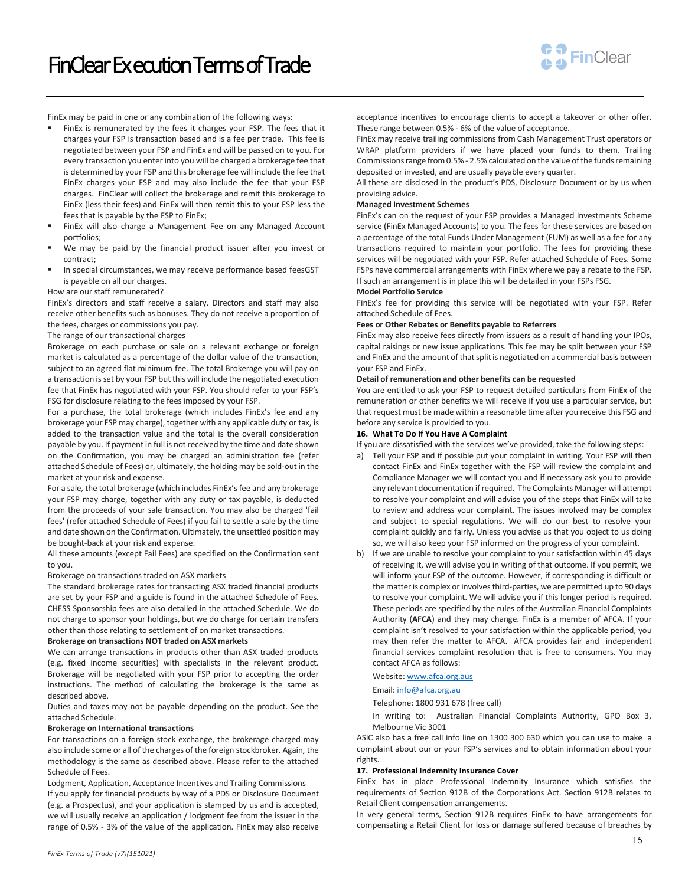FinEx may be paid in one or any combination of the following ways:

- FinEx is remunerated by the fees it charges your FSP. The fees that it charges your FSP is transaction based and is a fee per trade. This fee is negotiated between your FSP and FinEx and will be passed on to you. For every transaction you enter into you will be charged a brokerage fee that is determined by your FSP and this brokerage fee will include the fee that FinEx charges your FSP and may also include the fee that your FSP charges. FinClear will collect the brokerage and remit this brokerage to FinEx (less their fees) and FinEx will then remit this to your FSP less the fees that is payable by the FSP to FinEx;
- FinEx will also charge a Management Fee on any Managed Account portfolios;
- We may be paid by the financial product issuer after you invest or contract;
- In special circumstances, we may receive performance based feesGST is payable on all our charges.

How are our staff remunerated?

FinEx's directors and staff receive a salary. Directors and staff may also receive other benefits such as bonuses. They do not receive a proportion of the fees, charges or commissions you pay.

The range of our transactional charges

Brokerage on each purchase or sale on a relevant exchange or foreign market is calculated as a percentage of the dollar value of the transaction, subject to an agreed flat minimum fee. The total Brokerage you will pay on a transaction is set by your FSP but this will include the negotiated execution fee that FinEx has negotiated with your FSP. You should refer to your FSP's FSG for disclosure relating to the fees imposed by your FSP.

For a purchase, the total brokerage (which includes FinEx's fee and any brokerage your FSP may charge), together with any applicable duty or tax, is added to the transaction value and the total is the overall consideration payable by you. If payment in full is not received by the time and date shown on the Confirmation, you may be charged an administration fee (refer attached Schedule of Fees) or, ultimately, the holding may be sold-out in the market at your risk and expense.

For a sale, the total brokerage (which includes FinEx's fee and any brokerage your FSP may charge, together with any duty or tax payable, is deducted from the proceeds of your sale transaction. You may also be charged 'fail fees' (refer attached Schedule of Fees) if you fail to settle a sale by the time and date shown on the Confirmation. Ultimately, the unsettled position may be bought-back at your risk and expense.

All these amounts (except Fail Fees) are specified on the Confirmation sent to you.

Brokerage on transactions traded on ASX markets

The standard brokerage rates for transacting ASX traded financial products are set by your FSP and a guide is found in the attached Schedule of Fees. CHESS Sponsorship fees are also detailed in the attached Schedule. We do not charge to sponsor your holdings, but we do charge for certain transfers other than those relating to settlement of on market transactions.

**Brokerage on transactions NOT traded on ASX markets**

We can arrange transactions in products other than ASX traded products (e.g. fixed income securities) with specialists in the relevant product. Brokerage will be negotiated with your FSP prior to accepting the order instructions. The method of calculating the brokerage is the same as described above.

Duties and taxes may not be payable depending on the product. See the attached Schedule.

**Brokerage on International transactions**

For transactions on a foreign stock exchange, the brokerage charged may also include some or all of the charges of the foreign stockbroker. Again, the methodology is the same as described above. Please refer to the attached Schedule of Fees.

Lodgment, Application, Acceptance Incentives and Trailing Commissions

If you apply for financial products by way of a PDS or Disclosure Document (e.g. a Prospectus), and your application is stamped by us and is accepted, we will usually receive an application / lodgment fee from the issuer in the range of 0.5% - 3% of the value of the application. FinEx may also receive acceptance incentives to encourage clients to accept a takeover or other offer. These range between 0.5% - 6% of the value of acceptance.

FinEx may receive trailing commissions from Cash Management Trust operators or WRAP platform providers if we have placed your funds to them. Trailing Commissions range from 0.5% - 2.5% calculated on the value of the funds remaining deposited or invested, and are usually payable every quarter.

All these are disclosed in the product's PDS, Disclosure Document or by us when providing advice.

**Managed Investment Schemes**

FinEx's can on the request of your FSP provides a Managed Investments Scheme service (FinEx Managed Accounts) to you. The fees for these services are based on a percentage of the total Funds Under Management (FUM) as well as a fee for any transactions required to maintain your portfolio. The fees for providing these services will be negotiated with your FSP. Refer attached Schedule of Fees. Some FSPs have commercial arrangements with FinEx where we pay a rebate to the FSP. If such an arrangement is in place this will be detailed in your FSPs FSG.

**Model Portfolio Service**

FinEx's fee for providing this service will be negotiated with your FSP. Refer attached Schedule of Fees.

**Fees or Other Rebates or Benefits payable to Referrers**

FinEx may also receive fees directly from issuers as a result of handling your IPOs, capital raisings or new issue applications. This fee may be split between your FSP and FinEx and the amount of that split is negotiated on a commercial basis between your FSP and FinEx.

**Detail of remuneration and other benefits can be requested**

You are entitled to ask your FSP to request detailed particulars from FinEx of the remuneration or other benefits we will receive if you use a particular service, but that request must be made within a reasonable time after you receive this FSG and before any service is provided to you.

**16. What To Do If You Have A Complaint**

If you are dissatisfied with the services we've provided, take the following steps:

a) Tell your FSP and if possible put your complaint in writing. Your FSP will then contact FinEx and FinEx together with the FSP will review the complaint and Compliance Manager we will contact you and if necessary ask you to provide any relevant documentation if required. The Complaints Manager will attempt to resolve your complaint and will advise you of the steps that FinEx will take to review and address your complaint. The issues involved may be complex and subject to special regulations. We will do our best to resolve your complaint quickly and fairly. Unless you advise us that you object to us doing so, we will also keep your FSP informed on the progress of your complaint.

b) If we are unable to resolve your complaint to your satisfaction within 45 days of receiving it, we will advise you in writing of that outcome. If you permit, we will inform your FSP of the outcome. However, if corresponding is difficult or the matter is complex or involves third-parties, we are permitted up to 90 days to resolve your complaint. We will advise you if this longer period is required. These periods are specified by the rules of the Australian Financial Complaints Authority (**AFCA**) and they may change. FinEx is a member of AFCA. If your complaint isn't resolved to your satisfaction within the applicable period, you may then refer the matter to AFCA. AFCA provides fair and independent financial services complaint resolution that is free to consumers. You may contact AFCA as follows:

   Website: www.afca.org.aus

   Email: info@afca.org.au

   Telephone: 1800 931 678 (free call)

   In writing to: Australian Financial Complaints Authority, GPO Box 3, Melbourne Vic 3001

ASIC also has a free call info line on 1300 300 630 which you can use to make a complaint about our or your FSP's services and to obtain information about your rights.

**17. Professional Indemnity Insurance Cover**

FinEx has in place Professional Indemnity Insurance which satisfies the requirements of Section 912B of the Corporations Act. Section 912B relates to Retail Client compensation arrangements.

In very general terms, Section 912B requires FinEx to have arrangements for compensating a Retail Client for loss or damage suffered because of breaches by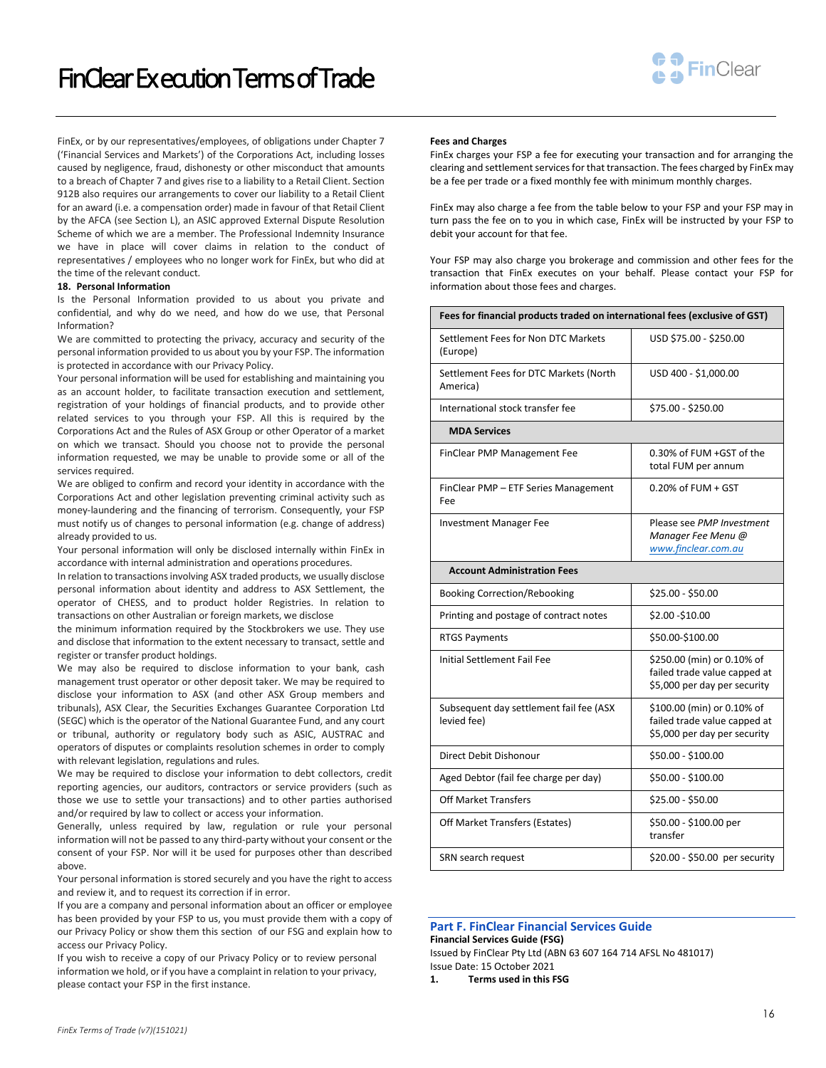FinEx, or by our representatives/employees, of obligations under Chapter 7 ('Financial Services and Markets') of the Corporations Act, including losses caused by negligence, fraud, dishonesty or other misconduct that amounts to a breach of Chapter 7 and gives rise to a liability to a Retail Client. Section 912B also requires our arrangements to cover our liability to a Retail Client for an award (i.e. a compensation order) made in favour of that Retail Client by the AFCA (see Section L), an ASIC approved External Dispute Resolution Scheme of which we are a member. The Professional Indemnity Insurance we have in place will cover claims in relation to the conduct of representatives / employees who no longer work for FinEx, but who did at the time of the relevant conduct.

**18. Personal Information**

Is the Personal Information provided to us about you private and confidential, and why do we need, and how do we use, that Personal Information?

We are committed to protecting the privacy, accuracy and security of the personal information provided to us about you by your FSP. The information is protected in accordance with our Privacy Policy.

Your personal information will be used for establishing and maintaining you as an account holder, to facilitate transaction execution and settlement, registration of your holdings of financial products, and to provide other related services to you through your FSP. All this is required by the Corporations Act and the Rules of ASX Group or other Operator of a market on which we transact. Should you choose not to provide the personal information requested, we may be unable to provide some or all of the services required.

We are obliged to confirm and record your identity in accordance with the Corporations Act and other legislation preventing criminal activity such as money-laundering and the financing of terrorism. Consequently, your FSP must notify us of changes to personal information (e.g. change of address) already provided to us.

Your personal information will only be disclosed internally within FinEx in accordance with internal administration and operations procedures.

In relation to transactions involving ASX traded products, we usually disclose personal information about identity and address to ASX Settlement, the operator of CHESS, and to product holder Registries. In relation to transactions on other Australian or foreign markets, we disclose the minimum information required by the Stockbrokers we use. They use and disclose that information to the extent necessary to transact, settle and register or transfer product holdings.

We may also be required to disclose information to your bank, cash management trust operator or other deposit taker. We may be required to disclose your information to ASX (and other ASX Group members and tribunals), ASX Clear, the Securities Exchanges Guarantee Corporation Ltd (SEGC) which is the operator of the National Guarantee Fund, and any court or tribunal, authority or regulatory body such as ASIC, AUSTRAC and operators of disputes or complaints resolution schemes in order to comply with relevant legislation, regulations and rules.

We may be required to disclose your information to debt collectors, credit reporting agencies, our auditors, contractors or service providers (such as those we use to settle your transactions) and to other parties authorised and/or required by law to collect or access your information.

Generally, unless required by law, regulation or rule your personal information will not be passed to any third-party without your consent or the consent of your FSP. Nor will it be used for purposes other than described above.

Your personal information is stored securely and you have the right to access and review it, and to request its correction if in error.

If you are a company and personal information about an officer or employee has been provided by your FSP to us, you must provide them with a copy of our Privacy Policy or show them this section of our FSG and explain how to access our Privacy Policy.

If you wish to receive a copy of our Privacy Policy or to review personal information we hold, or if you have a complaint in relation to your privacy, please contact your FSP in the first instance.

**Fees and Charges**

FinEx charges your FSP a fee for executing your transaction and for arranging the clearing and settlement services for that transaction. The fees charged by FinEx may be a fee per trade or a fixed monthly fee with minimum monthly charges.

FinEx may also charge a fee from the table below to your FSP and your FSP may in turn pass the fee on to you in which case, FinEx will be instructed by your FSP to debit your account for that fee.

Your FSP may also charge you brokerage and commission and other fees for the transaction that FinEx executes on your behalf. Please contact your FSP for information about those fees and charges.

| Fees for financial products traded on international fees (exclusive of GST) | |
|---|---|
| Settlement Fees for Non DTC Markets (Europe) | USD $75.00 - $250.00 |
| Settlement Fees for DTC Markets (North America) | USD 400 - $1,000.00 |
| International stock transfer fee | $75.00 - $250.00 |
| **MDA Services** | |
| FinClear PMP Management Fee | 0.30% of FUM +GST of the total FUM per annum |
| FinClear PMP – ETF Series Management Fee | 0.20% of FUM + GST |
| Investment Manager Fee | Please see *PMP Investment Manager Fee Menu @ www.finclear.com.au* |
| **Account Administration Fees** | |
| Booking Correction/Rebooking | $25.00 - $50.00 |
| Printing and postage of contract notes | $2.00 -$10.00 |
| RTGS Payments | $50.00-$100.00 |
| Initial Settlement Fail Fee | $250.00 (min) or 0.10% of failed trade value capped at $5,000 per day per security |
| Subsequent day settlement fail fee (ASX levied fee) | $100.00 (min) or 0.10% of failed trade value capped at $5,000 per day per security |
| Direct Debit Dishonour | $50.00 - $100.00 |
| Aged Debtor (fail fee charge per day) | $50.00 - $100.00 |
| Off Market Transfers | $25.00 - $50.00 |
| Off Market Transfers (Estates) | $50.00 - $100.00 per transfer |
| SRN search request | $20.00 - $50.00 per security |

## Part F. FinClear Financial Services Guide

**Financial Services Guide (FSG)**

Issued by FinClear Pty Ltd (ABN 63 607 164 714 AFSL No 481017)

Issue Date: 15 October 2021

**1. Terms used in this FSG**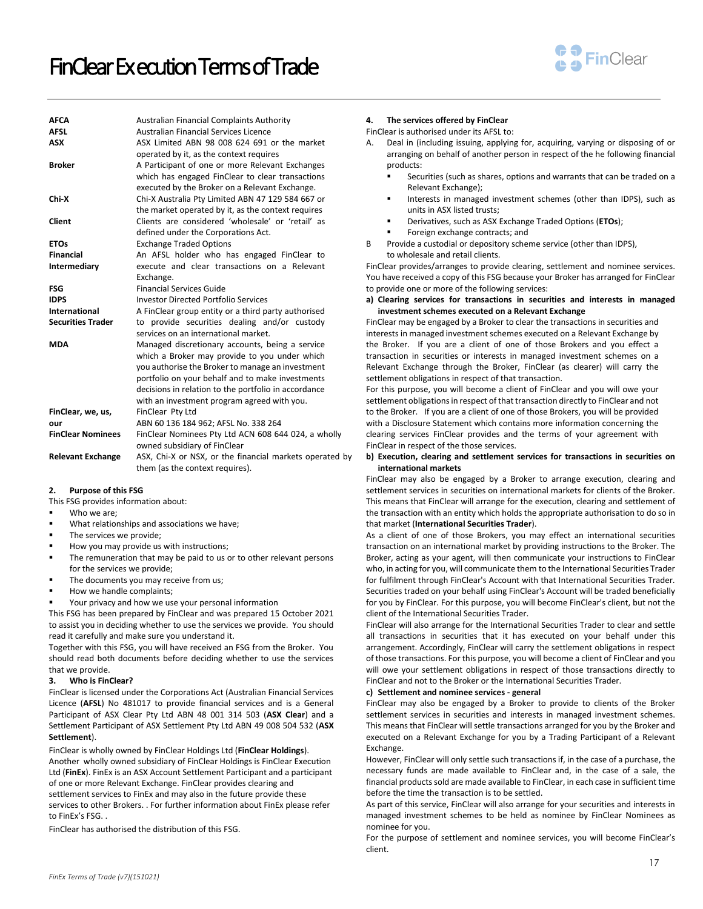# FinClear Execution Terms of Trade

| | |
|---|---|
| **AFCA** | Australian Financial Complaints Authority |
| **AFSL** | Australian Financial Services Licence |
| **ASX** | ASX Limited ABN 98 008 624 691 or the market operated by it, as the context requires |
| **Broker** | A Participant of one or more Relevant Exchanges which has engaged FinClear to clear transactions executed by the Broker on a Relevant Exchange. |
| **Chi-X** | Chi-X Australia Pty Limited ABN 47 129 584 667 or the market operated by it, as the context requires |
| **Client** | Clients are considered 'wholesale' or 'retail' as defined under the Corporations Act. |
| **ETOs** | Exchange Traded Options |
| **Financial Intermediary** | An AFSL holder who has engaged FinClear to execute and clear transactions on a Relevant Exchange. |
| **FSG** | Financial Services Guide |
| **IDPS** | Investor Directed Portfolio Services |
| **International Securities Trader** | A FinClear group entity or a third party authorised to provide securities dealing and/or custody services on an international market. |
| **MDA** | Managed discretionary accounts, being a service which a Broker may provide to you under which you authorise the Broker to manage an investment portfolio on your behalf and to make investments decisions in relation to the portfolio in accordance with an investment program agreed with you. |
| **FinClear, we, us, our** | FinClear Pty Ltd ABN 60 136 184 962; AFSL No. 338 264 |
| **FinClear Nominees** | FinClear Nominees Pty Ltd ACN 608 644 024, a wholly owned subsidiary of FinClear |
| **Relevant Exchange** | ASX, Chi-X or NSX, or the financial markets operated by them (as the context requires). |

## 2. Purpose of this FSG

This FSG provides information about:

- Who we are;
- What relationships and associations we have;
- The services we provide;
- How you may provide us with instructions;
- The remuneration that may be paid to us or to other relevant persons for the services we provide;
- The documents you may receive from us;
- How we handle complaints;
- Your privacy and how we use your personal information

This FSG has been prepared by FinClear and was prepared 15 October 2021 to assist you in deciding whether to use the services we provide. You should read it carefully and make sure you understand it.

Together with this FSG, you will have received an FSG from the Broker. You should read both documents before deciding whether to use the services that we provide.

## 3. Who is FinClear?

FinClear is licensed under the Corporations Act (Australian Financial Services Licence (**AFSL**) No 481017 to provide financial services and is a General Participant of ASX Clear Pty Ltd ABN 48 001 314 503 (**ASX Clear**) and a Settlement Participant of ASX Settlement Pty Ltd ABN 49 008 504 532 (**ASX Settlement**).

FinClear is wholly owned by FinClear Holdings Ltd (**FinClear Holdings**). Another wholly owned subsidiary of FinClear Holdings is FinClear Execution Ltd (**FinEx**). FinEx is an ASX Account Settlement Participant and a participant of one or more Relevant Exchange. FinClear provides clearing and settlement services to FinEx and may also in the future provide these services to other Brokers. . For further information about FinEx please refer to FinEx's FSG. .

FinClear has authorised the distribution of this FSG.

## 4. The services offered by FinClear

FinClear is authorised under its AFSL to:

A. Deal in (including issuing, applying for, acquiring, varying or disposing of or arranging on behalf of another person in respect of the he following financial products:
   - Securities (such as shares, options and warrants that can be traded on a Relevant Exchange);
   - Interests in managed investment schemes (other than IDPS), such as units in ASX listed trusts;
   - Derivatives, such as ASX Exchange Traded Options (**ETOs**);
   - Foreign exchange contracts; and

B Provide a custodial or depository scheme service (other than IDPS), to wholesale and retail clients.

FinClear provides/arranges to provide clearing, settlement and nominee services. You have received a copy of this FSG because your Broker has arranged for FinClear to provide one or more of the following services:

**a) Clearing services for transactions in securities and interests in managed investment schemes executed on a Relevant Exchange**

FinClear may be engaged by a Broker to clear the transactions in securities and interests in managed investment schemes executed on a Relevant Exchange by the Broker. If you are a client of one of those Brokers and you effect a transaction in securities or interests in managed investment schemes on a Relevant Exchange through the Broker, FinClear (as clearer) will carry the settlement obligations in respect of that transaction.

For this purpose, you will become a client of FinClear and you will owe your settlement obligations in respect of that transaction directly to FinClear and not to the Broker. If you are a client of one of those Brokers, you will be provided with a Disclosure Statement which contains more information concerning the clearing services FinClear provides and the terms of your agreement with FinClear in respect of the those services.

**b) Execution, clearing and settlement services for transactions in securities on international markets**

FinClear may also be engaged by a Broker to arrange execution, clearing and settlement services in securities on international markets for clients of the Broker. This means that FinClear will arrange for the execution, clearing and settlement of the transaction with an entity which holds the appropriate authorisation to do so in that market (**International Securities Trader**).

As a client of one of those Brokers, you may effect an international securities transaction on an international market by providing instructions to the Broker. The Broker, acting as your agent, will then communicate your instructions to FinClear who, in acting for you, will communicate them to the International Securities Trader for fulfilment through FinClear's Account with that International Securities Trader. Securities traded on your behalf using FinClear's Account will be traded beneficially for you by FinClear. For this purpose, you will become FinClear's client, but not the client of the International Securities Trader.

FinClear will also arrange for the International Securities Trader to clear and settle all transactions in securities that it has executed on your behalf under this arrangement. Accordingly, FinClear will carry the settlement obligations in respect of those transactions. For this purpose, you will become a client of FinClear and you will owe your settlement obligations in respect of those transactions directly to FinClear and not to the Broker or the International Securities Trader.

**c) Settlement and nominee services - general**

FinClear may also be engaged by a Broker to provide to clients of the Broker settlement services in securities and interests in managed investment schemes. This means that FinClear will settle transactions arranged for you by the Broker and executed on a Relevant Exchange for you by a Trading Participant of a Relevant Exchange.

However, FinClear will only settle such transactions if, in the case of a purchase, the necessary funds are made available to FinClear and, in the case of a sale, the financial products sold are made available to FinClear, in each case in sufficient time before the time the transaction is to be settled.

As part of this service, FinClear will also arrange for your securities and interests in managed investment schemes to be held as nominee by FinClear Nominees as nominee for you.

For the purpose of settlement and nominee services, you will become FinClear's client.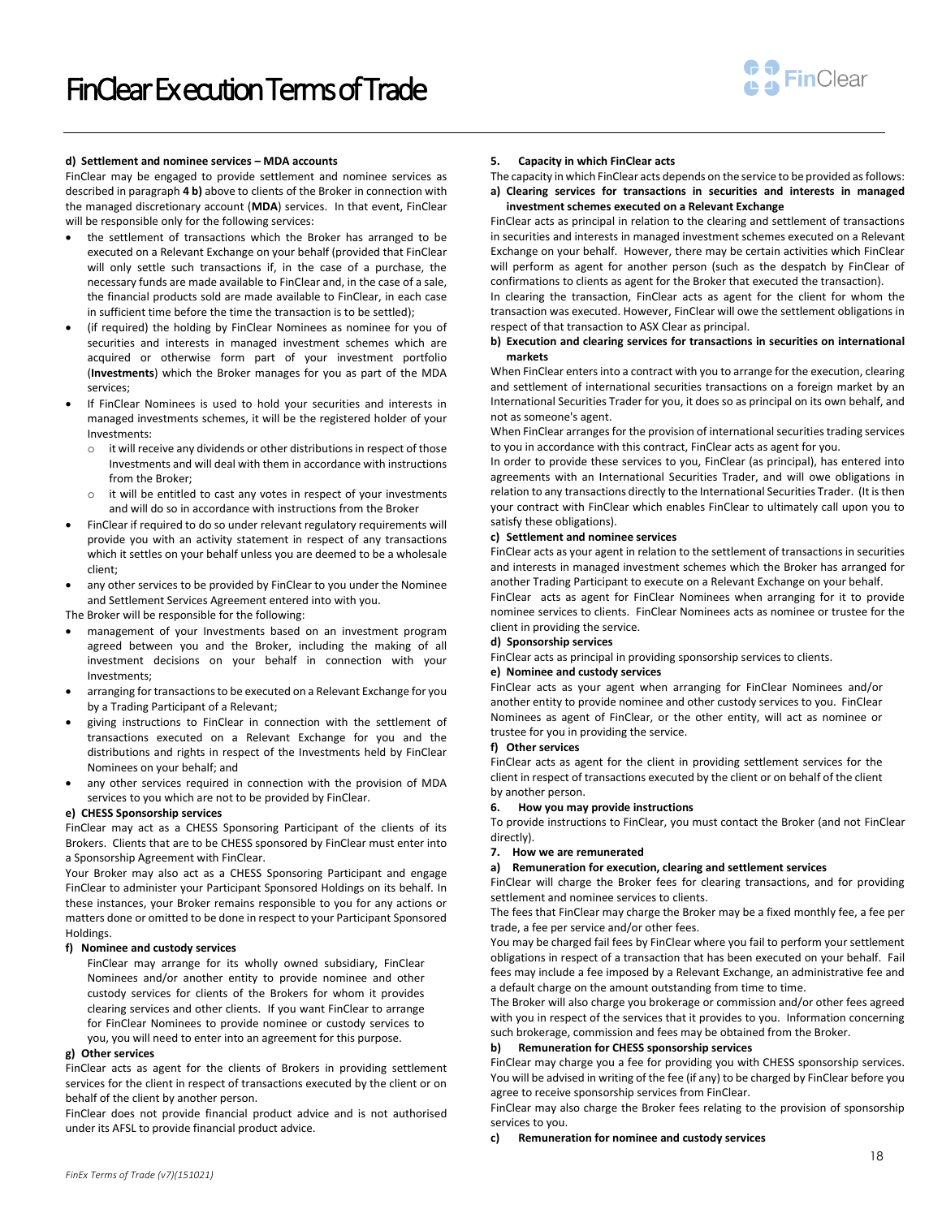**d) Settlement and nominee services – MDA accounts**

FinClear may be engaged to provide settlement and nominee services as described in paragraph **4 b)** above to clients of the Broker in connection with the managed discretionary account (**MDA**) services. In that event, FinClear will be responsible only for the following services:

- the settlement of transactions which the Broker has arranged to be executed on a Relevant Exchange on your behalf (provided that FinClear will only settle such transactions if, in the case of a purchase, the necessary funds are made available to FinClear and, in the case of a sale, the financial products sold are made available to FinClear, in each case in sufficient time before the time the transaction is to be settled);
- (if required) the holding by FinClear Nominees as nominee for you of securities and interests in managed investment schemes which are acquired or otherwise form part of your investment portfolio (**Investments**) which the Broker manages for you as part of the MDA services;
- If FinClear Nominees is used to hold your securities and interests in managed investments schemes, it will be the registered holder of your Investments:
  - it will receive any dividends or other distributions in respect of those Investments and will deal with them in accordance with instructions from the Broker;
  - it will be entitled to cast any votes in respect of your investments and will do so in accordance with instructions from the Broker
- FinClear if required to do so under relevant regulatory requirements will provide you with an activity statement in respect of any transactions which it settles on your behalf unless you are deemed to be a wholesale client;
- any other services to be provided by FinClear to you under the Nominee and Settlement Services Agreement entered into with you.

The Broker will be responsible for the following:

- management of your Investments based on an investment program agreed between you and the Broker, including the making of all investment decisions on your behalf in connection with your Investments;
- arranging for transactions to be executed on a Relevant Exchange for you by a Trading Participant of a Relevant;
- giving instructions to FinClear in connection with the settlement of transactions executed on a Relevant Exchange for you and the distributions and rights in respect of the Investments held by FinClear Nominees on your behalf; and
- any other services required in connection with the provision of MDA services to you which are not to be provided by FinClear.

**e) CHESS Sponsorship services**

FinClear may act as a CHESS Sponsoring Participant of the clients of its Brokers. Clients that are to be CHESS sponsored by FinClear must enter into a Sponsorship Agreement with FinClear.

Your Broker may also act as a CHESS Sponsoring Participant and engage FinClear to administer your Participant Sponsored Holdings on its behalf. In these instances, your Broker remains responsible to you for any actions or matters done or omitted to be done in respect to your Participant Sponsored Holdings.

**f) Nominee and custody services**

FinClear may arrange for its wholly owned subsidiary, FinClear Nominees and/or another entity to provide nominee and other custody services for clients of the Brokers for whom it provides clearing services and other clients. If you want FinClear to arrange for FinClear Nominees to provide nominee or custody services to you, you will need to enter into an agreement for this purpose.

**g) Other services**

FinClear acts as agent for the clients of Brokers in providing settlement services for the client in respect of transactions executed by the client or on behalf of the client by another person.

FinClear does not provide financial product advice and is not authorised under its AFSL to provide financial product advice.

**5. Capacity in which FinClear acts**

The capacity in which FinClear acts depends on the service to be provided as follows:

**a) Clearing services for transactions in securities and interests in managed investment schemes executed on a Relevant Exchange**

FinClear acts as principal in relation to the clearing and settlement of transactions in securities and interests in managed investment schemes executed on a Relevant Exchange on your behalf. However, there may be certain activities which FinClear will perform as agent for another person (such as the despatch by FinClear of confirmations to clients as agent for the Broker that executed the transaction).

In clearing the transaction, FinClear acts as agent for the client for whom the transaction was executed. However, FinClear will owe the settlement obligations in respect of that transaction to ASX Clear as principal.

**b) Execution and clearing services for transactions in securities on international markets**

When FinClear enters into a contract with you to arrange for the execution, clearing and settlement of international securities transactions on a foreign market by an International Securities Trader for you, it does so as principal on its own behalf, and not as someone's agent.

When FinClear arranges for the provision of international securities trading services to you in accordance with this contract, FinClear acts as agent for you.

In order to provide these services to you, FinClear (as principal), has entered into agreements with an International Securities Trader, and will owe obligations in relation to any transactions directly to the International Securities Trader. (It is then your contract with FinClear which enables FinClear to ultimately call upon you to satisfy these obligations).

**c) Settlement and nominee services**

FinClear acts as your agent in relation to the settlement of transactions in securities and interests in managed investment schemes which the Broker has arranged for another Trading Participant to execute on a Relevant Exchange on your behalf.

FinClear acts as agent for FinClear Nominees when arranging for it to provide nominee services to clients. FinClear Nominees acts as nominee or trustee for the client in providing the service.

**d) Sponsorship services**

FinClear acts as principal in providing sponsorship services to clients.

**e) Nominee and custody services**

FinClear acts as your agent when arranging for FinClear Nominees and/or another entity to provide nominee and other custody services to you. FinClear Nominees as agent of FinClear, or the other entity, will act as nominee or trustee for you in providing the service.

**f) Other services**

FinClear acts as agent for the client in providing settlement services for the client in respect of transactions executed by the client or on behalf of the client by another person.

**6. How you may provide instructions**

To provide instructions to FinClear, you must contact the Broker (and not FinClear directly).

**7. How we are remunerated**

**a) Remuneration for execution, clearing and settlement services**

FinClear will charge the Broker fees for clearing transactions, and for providing settlement and nominee services to clients.

The fees that FinClear may charge the Broker may be a fixed monthly fee, a fee per trade, a fee per service and/or other fees.

You may be charged fail fees by FinClear where you fail to perform your settlement obligations in respect of a transaction that has been executed on your behalf. Fail fees may include a fee imposed by a Relevant Exchange, an administrative fee and a default charge on the amount outstanding from time to time.

The Broker will also charge you brokerage or commission and/or other fees agreed with you in respect of the services that it provides to you. Information concerning such brokerage, commission and fees may be obtained from the Broker.

**b) Remuneration for CHESS sponsorship services**

FinClear may charge you a fee for providing you with CHESS sponsorship services. You will be advised in writing of the fee (if any) to be charged by FinClear before you agree to receive sponsorship services from FinClear.

FinClear may also charge the Broker fees relating to the provision of sponsorship services to you.

**c) Remuneration for nominee and custody services**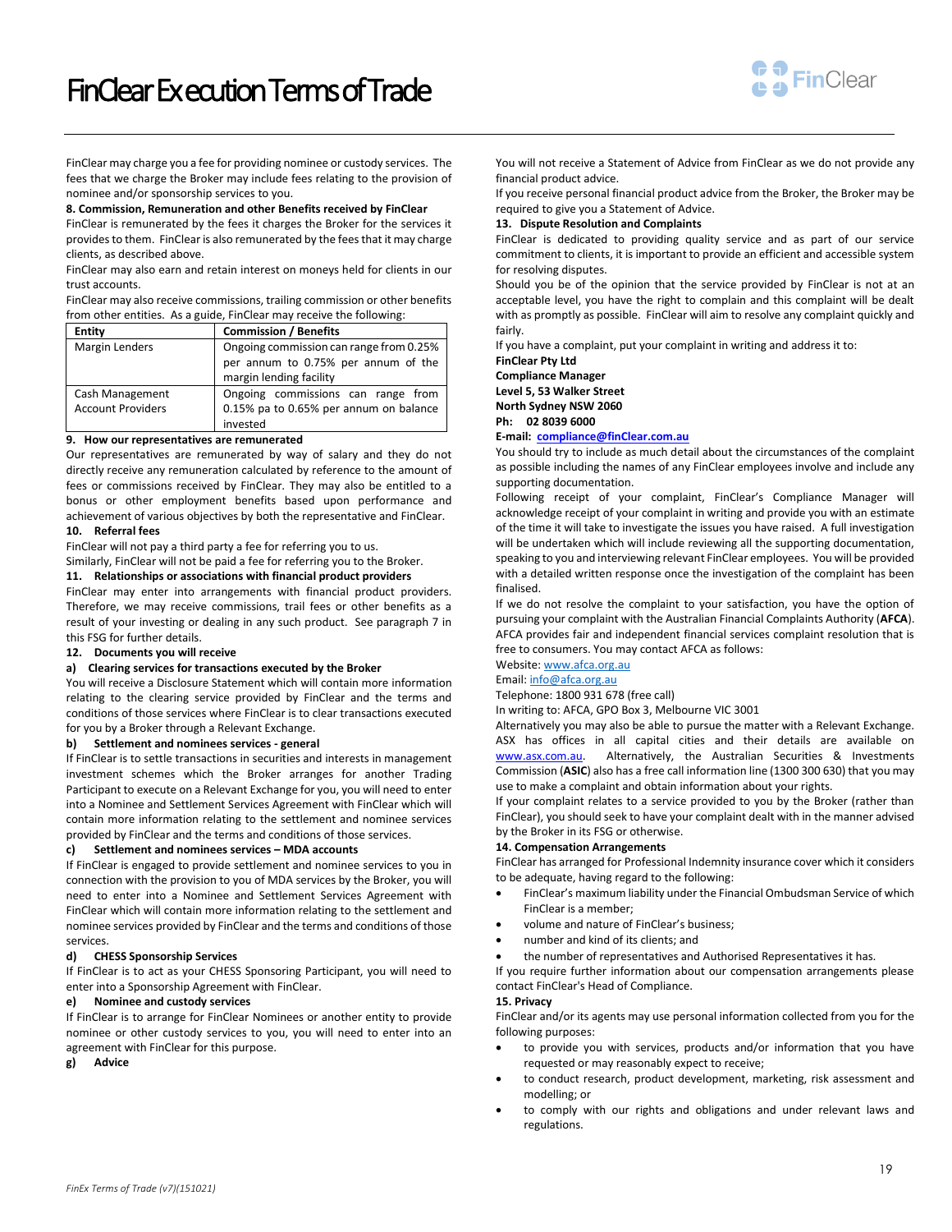FinClear may charge you a fee for providing nominee or custody services. The fees that we charge the Broker may include fees relating to the provision of nominee and/or sponsorship services to you.

**8. Commission, Remuneration and other Benefits received by FinClear**

FinClear is remunerated by the fees it charges the Broker for the services it provides to them. FinClear is also remunerated by the fees that it may charge clients, as described above.

FinClear may also earn and retain interest on moneys held for clients in our trust accounts.

FinClear may also receive commissions, trailing commission or other benefits from other entities. As a guide, FinClear may receive the following:

| Entity | Commission / Benefits |
|---|---|
| Margin Lenders | Ongoing commission can range from 0.25% per annum to 0.75% per annum of the margin lending facility |
| Cash Management Account Providers | Ongoing commissions can range from 0.15% pa to 0.65% per annum on balance invested |

**9. How our representatives are remunerated**

Our representatives are remunerated by way of salary and they do not directly receive any remuneration calculated by reference to the amount of fees or commissions received by FinClear. They may also be entitled to a bonus or other employment benefits based upon performance and achievement of various objectives by both the representative and FinClear.

**10. Referral fees**

FinClear will not pay a third party a fee for referring you to us.

Similarly, FinClear will not be paid a fee for referring you to the Broker.

**11. Relationships or associations with financial product providers**

FinClear may enter into arrangements with financial product providers. Therefore, we may receive commissions, trail fees or other benefits as a result of your investing or dealing in any such product. See paragraph 7 in this FSG for further details.

**12. Documents you will receive**

**a) Clearing services for transactions executed by the Broker**

You will receive a Disclosure Statement which will contain more information relating to the clearing service provided by FinClear and the terms and conditions of those services where FinClear is to clear transactions executed for you by a Broker through a Relevant Exchange.

**b) Settlement and nominees services - general**

If FinClear is to settle transactions in securities and interests in management investment schemes which the Broker arranges for another Trading Participant to execute on a Relevant Exchange for you, you will need to enter into a Nominee and Settlement Services Agreement with FinClear which will contain more information relating to the settlement and nominee services provided by FinClear and the terms and conditions of those services.

**c) Settlement and nominees services – MDA accounts**

If FinClear is engaged to provide settlement and nominee services to you in connection with the provision to you of MDA services by the Broker, you will need to enter into a Nominee and Settlement Services Agreement with FinClear which will contain more information relating to the settlement and nominee services provided by FinClear and the terms and conditions of those services.

**d) CHESS Sponsorship Services**

If FinClear is to act as your CHESS Sponsoring Participant, you will need to enter into a Sponsorship Agreement with FinClear.

**e) Nominee and custody services**

If FinClear is to arrange for FinClear Nominees or another entity to provide nominee or other custody services to you, you will need to enter into an agreement with FinClear for this purpose.

**g) Advice**

You will not receive a Statement of Advice from FinClear as we do not provide any financial product advice.

If you receive personal financial product advice from the Broker, the Broker may be required to give you a Statement of Advice.

**13. Dispute Resolution and Complaints**

FinClear is dedicated to providing quality service and as part of our service commitment to clients, it is important to provide an efficient and accessible system for resolving disputes.

Should you be of the opinion that the service provided by FinClear is not at an acceptable level, you have the right to complain and this complaint will be dealt with as promptly as possible. FinClear will aim to resolve any complaint quickly and fairly.

If you have a complaint, put your complaint in writing and address it to:

**FinClear Pty Ltd**
**Compliance Manager**
**Level 5, 53 Walker Street**
**North Sydney NSW 2060**
**Ph: 02 8039 6000**
**E-mail: compliance@finClear.com.au**

You should try to include as much detail about the circumstances of the complaint as possible including the names of any FinClear employees involve and include any supporting documentation.

Following receipt of your complaint, FinClear's Compliance Manager will acknowledge receipt of your complaint in writing and provide you with an estimate of the time it will take to investigate the issues you have raised. A full investigation will be undertaken which will include reviewing all the supporting documentation, speaking to you and interviewing relevant FinClear employees. You will be provided with a detailed written response once the investigation of the complaint has been finalised.

If we do not resolve the complaint to your satisfaction, you have the option of pursuing your complaint with the Australian Financial Complaints Authority (**AFCA**). AFCA provides fair and independent financial services complaint resolution that is free to consumers. You may contact AFCA as follows:

Website: www.afca.org.au
Email: info@afca.org.au
Telephone: 1800 931 678 (free call)
In writing to: AFCA, GPO Box 3, Melbourne VIC 3001

Alternatively you may also be able to pursue the matter with a Relevant Exchange. ASX has offices in all capital cities and their details are available on www.asx.com.au. Alternatively, the Australian Securities & Investments Commission (**ASIC**) also has a free call information line (1300 300 630) that you may use to make a complaint and obtain information about your rights.

If your complaint relates to a service provided to you by the Broker (rather than FinClear), you should seek to have your complaint dealt with in the manner advised by the Broker in its FSG or otherwise.

**14. Compensation Arrangements**

FinClear has arranged for Professional Indemnity insurance cover which it considers to be adequate, having regard to the following:

- FinClear's maximum liability under the Financial Ombudsman Service of which FinClear is a member;
- volume and nature of FinClear's business;
- number and kind of its clients; and
- the number of representatives and Authorised Representatives it has.

If you require further information about our compensation arrangements please contact FinClear's Head of Compliance.

**15. Privacy**

FinClear and/or its agents may use personal information collected from you for the following purposes:

- to provide you with services, products and/or information that you have requested or may reasonably expect to receive;
- to conduct research, product development, marketing, risk assessment and modelling; or
- to comply with our rights and obligations and under relevant laws and regulations.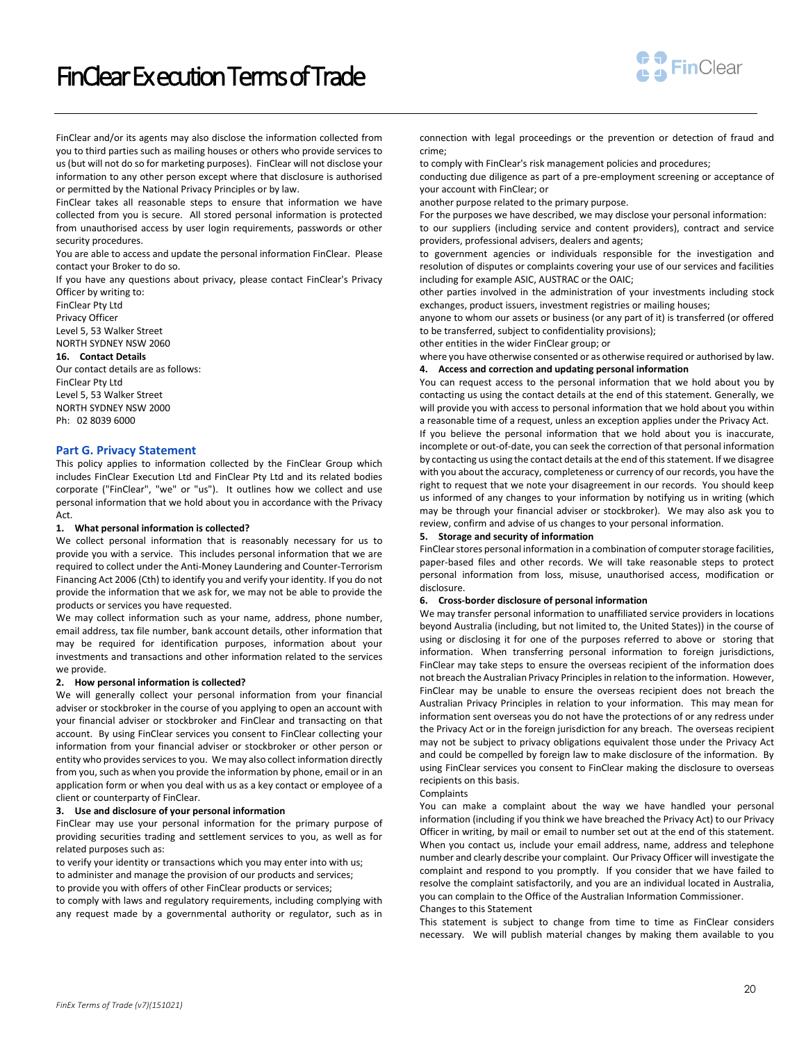FinClear and/or its agents may also disclose the information collected from you to third parties such as mailing houses or others who provide services to us (but will not do so for marketing purposes). FinClear will not disclose your information to any other person except where that disclosure is authorised or permitted by the National Privacy Principles or by law.

FinClear takes all reasonable steps to ensure that information we have collected from you is secure. All stored personal information is protected from unauthorised access by user login requirements, passwords or other security procedures.

You are able to access and update the personal information FinClear. Please contact your Broker to do so.

If you have any questions about privacy, please contact FinClear's Privacy Officer by writing to:

FinClear Pty Ltd
Privacy Officer
Level 5, 53 Walker Street
NORTH SYDNEY NSW 2060

**16. Contact Details**

Our contact details are as follows:

FinClear Pty Ltd
Level 5, 53 Walker Street
NORTH SYDNEY NSW 2000
Ph: 02 8039 6000

## Part G. Privacy Statement

This policy applies to information collected by the FinClear Group which includes FinClear Execution Ltd and FinClear Pty Ltd and its related bodies corporate ("FinClear", "we" or "us"). It outlines how we collect and use personal information that we hold about you in accordance with the Privacy Act.

**1. What personal information is collected?**

We collect personal information that is reasonably necessary for us to provide you with a service. This includes personal information that we are required to collect under the Anti-Money Laundering and Counter-Terrorism Financing Act 2006 (Cth) to identify you and verify your identity. If you do not provide the information that we ask for, we may not be able to provide the products or services you have requested.

We may collect information such as your name, address, phone number, email address, tax file number, bank account details, other information that may be required for identification purposes, information about your investments and transactions and other information related to the services we provide.

**2. How personal information is collected?**

We will generally collect your personal information from your financial adviser or stockbroker in the course of you applying to open an account with your financial adviser or stockbroker and FinClear and transacting on that account. By using FinClear services you consent to FinClear collecting your information from your financial adviser or stockbroker or other person or entity who provides services to you. We may also collect information directly from you, such as when you provide the information by phone, email or in an application form or when you deal with us as a key contact or employee of a client or counterparty of FinClear.

**3. Use and disclosure of your personal information**

FinClear may use your personal information for the primary purpose of providing securities trading and settlement services to you, as well as for related purposes such as:

to verify your identity or transactions which you may enter into with us;
to administer and manage the provision of our products and services;
to provide you with offers of other FinClear products or services;
to comply with laws and regulatory requirements, including complying with any request made by a governmental authority or regulator, such as in connection with legal proceedings or the prevention or detection of fraud and crime;
to comply with FinClear's risk management policies and procedures;
conducting due diligence as part of a pre-employment screening or acceptance of your account with FinClear; or
another purpose related to the primary purpose.

For the purposes we have described, we may disclose your personal information:

to our suppliers (including service and content providers), contract and service providers, professional advisers, dealers and agents;
to government agencies or individuals responsible for the investigation and resolution of disputes or complaints covering your use of our services and facilities including for example ASIC, AUSTRAC or the OAIC;
other parties involved in the administration of your investments including stock exchanges, product issuers, investment registries or mailing houses;
anyone to whom our assets or business (or any part of it) is transferred (or offered to be transferred, subject to confidentiality provisions);
other entities in the wider FinClear group; or
where you have otherwise consented or as otherwise required or authorised by law.

**4. Access and correction and updating personal information**

You can request access to the personal information that we hold about you by contacting us using the contact details at the end of this statement. Generally, we will provide you with access to personal information that we hold about you within a reasonable time of a request, unless an exception applies under the Privacy Act.

If you believe the personal information that we hold about you is inaccurate, incomplete or out-of-date, you can seek the correction of that personal information by contacting us using the contact details at the end of this statement. If we disagree with you about the accuracy, completeness or currency of our records, you have the right to request that we note your disagreement in our records. You should keep us informed of any changes to your information by notifying us in writing (which may be through your financial adviser or stockbroker). We may also ask you to review, confirm and advise of us changes to your personal information.

**5. Storage and security of information**

FinClear stores personal information in a combination of computer storage facilities, paper-based files and other records. We will take reasonable steps to protect personal information from loss, misuse, unauthorised access, modification or disclosure.

**6. Cross-border disclosure of personal information**

We may transfer personal information to unaffiliated service providers in locations beyond Australia (including, but not limited to, the United States)) in the course of using or disclosing it for one of the purposes referred to above or storing that information. When transferring personal information to foreign jurisdictions, FinClear may take steps to ensure the overseas recipient of the information does not breach the Australian Privacy Principles in relation to the information. However, FinClear may be unable to ensure the overseas recipient does not breach the Australian Privacy Principles in relation to your information. This may mean for information sent overseas you do not have the protections of or any redress under the Privacy Act or in the foreign jurisdiction for any breach. The overseas recipient may not be subject to privacy obligations equivalent those under the Privacy Act and could be compelled by foreign law to make disclosure of the information. By using FinClear services you consent to FinClear making the disclosure to overseas recipients on this basis.

Complaints

You can make a complaint about the way we have handled your personal information (including if you think we have breached the Privacy Act) to our Privacy Officer in writing, by mail or email to number set out at the end of this statement. When you contact us, include your email address, name, address and telephone number and clearly describe your complaint. Our Privacy Officer will investigate the complaint and respond to you promptly. If you consider that we have failed to resolve the complaint satisfactorily, and you are an individual located in Australia, you can complain to the Office of the Australian Information Commissioner.

Changes to this Statement

This statement is subject to change from time to time as FinClear considers necessary. We will publish material changes by making them available to you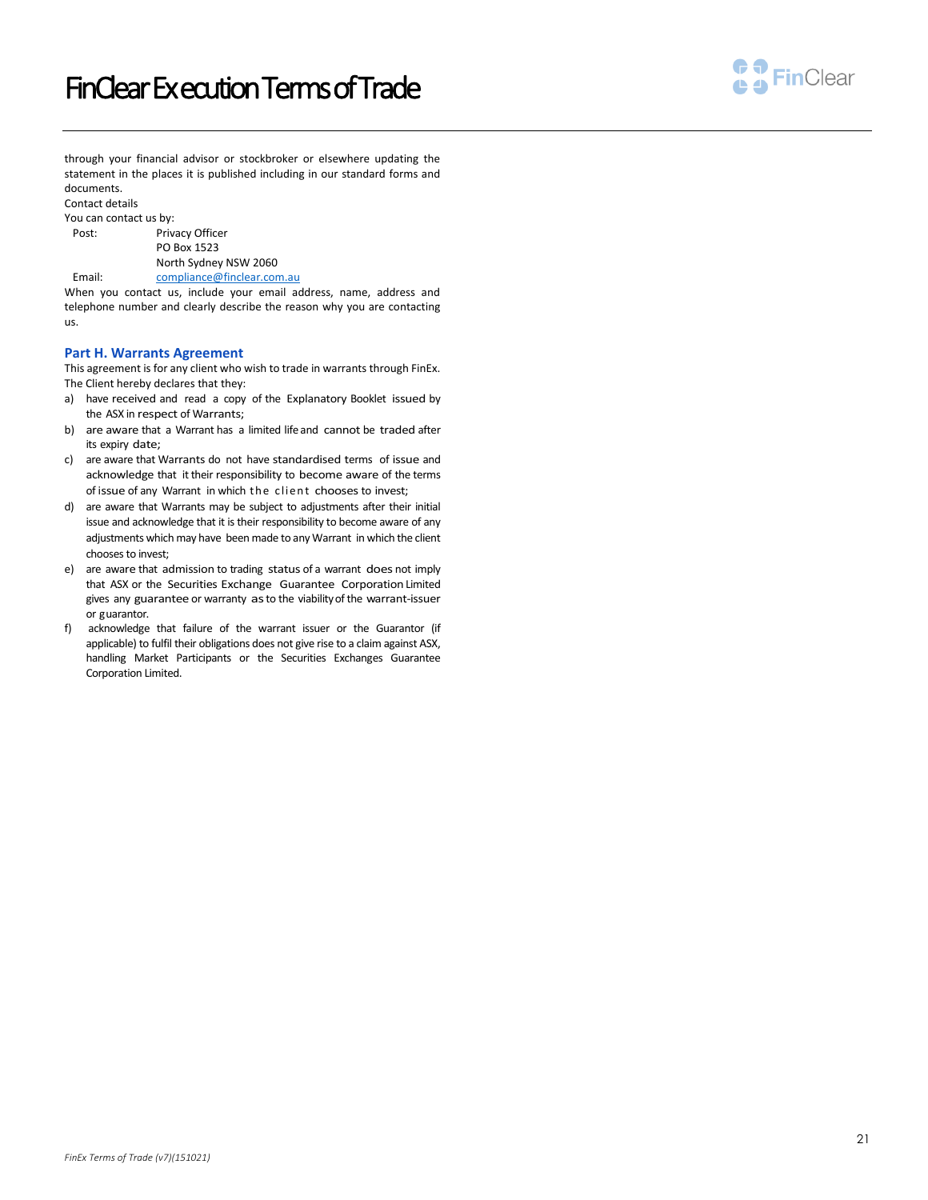through your financial advisor or stockbroker or elsewhere updating the statement in the places it is published including in our standard forms and documents.

Contact details

You can contact us by:

Post: Privacy Officer
PO Box 1523
North Sydney NSW 2060

Email: compliance@finclear.com.au

When you contact us, include your email address, name, address and telephone number and clearly describe the reason why you are contacting us.

## Part H. Warrants Agreement

This agreement is for any client who wish to trade in warrants through FinEx. The Client hereby declares that they:

a) have received and read a copy of the Explanatory Booklet issued by the ASX in respect of Warrants;
b) are aware that a Warrant has a limited life and cannot be traded after its expiry date;
c) are aware that Warrants do not have standardised terms of issue and acknowledge that it their responsibility to become aware of the terms of issue of any Warrant in which the client chooses to invest;
d) are aware that Warrants may be subject to adjustments after their initial issue and acknowledge that it is their responsibility to become aware of any adjustments which may have been made to any Warrant in which the client chooses to invest;
e) are aware that admission to trading status of a warrant does not imply that ASX or the Securities Exchange Guarantee Corporation Limited gives any guarantee or warranty as to the viability of the warrant-issuer or guarantor.
f) acknowledge that failure of the warrant issuer or the Guarantor (if applicable) to fulfil their obligations does not give rise to a claim against ASX, handling Market Participants or the Securities Exchanges Guarantee Corporation Limited.